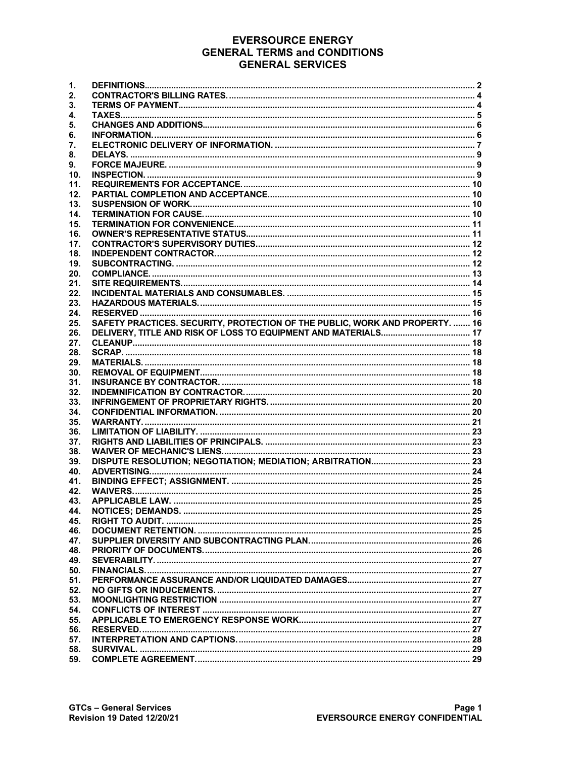# EVERSOURCE ENERGY
# GENERAL TERMS and CONDITIONS
# GENERAL SERVICES

| | | |
|---|---|---|
| 1. | DEFINITIONS | 2 |
| 2. | CONTRACTOR'S BILLING RATES. | 4 |
| 3. | TERMS OF PAYMENT | 4 |
| 4. | TAXES | 5 |
| 5. | CHANGES AND ADDITIONS | 6 |
| 6. | INFORMATION. | 6 |
| 7. | ELECTRONIC DELIVERY OF INFORMATION. | 7 |
| 8. | DELAYS. | 9 |
| 9. | FORCE MAJEURE. | 9 |
| 10. | INSPECTION. | 9 |
| 11. | REQUIREMENTS FOR ACCEPTANCE. | 10 |
| 12. | PARTIAL COMPLETION AND ACCEPTANCE | 10 |
| 13. | SUSPENSION OF WORK. | 10 |
| 14. | TERMINATION FOR CAUSE. | 10 |
| 15. | TERMINATION FOR CONVENIENCE | 11 |
| 16. | OWNER'S REPRESENTATIVE STATUS | 11 |
| 17. | CONTRACTOR'S SUPERVISORY DUTIES | 12 |
| 18. | INDEPENDENT CONTRACTOR. | 12 |
| 19. | SUBCONTRACTING. | 12 |
| 20. | COMPLIANCE. | 13 |
| 21. | SITE REQUIREMENTS | 14 |
| 22. | INCIDENTAL MATERIALS AND CONSUMABLES. | 15 |
| 23. | HAZARDOUS MATERIALS. | 15 |
| 24. | RESERVED | 16 |
| 25. | SAFETY PRACTICES. SECURITY, PROTECTION OF THE PUBLIC, WORK AND PROPERTY. | 16 |
| 26. | DELIVERY, TITLE AND RISK OF LOSS TO EQUIPMENT AND MATERIALS | 17 |
| 27. | CLEANUP | 18 |
| 28. | SCRAP. | 18 |
| 29. | MATERIALS. | 18 |
| 30. | REMOVAL OF EQUIPMENT | 18 |
| 31. | INSURANCE BY CONTRACTOR. | 18 |
| 32. | INDEMNIFICATION BY CONTRACTOR. | 20 |
| 33. | INFRINGEMENT OF PROPRIETARY RIGHTS. | 20 |
| 34. | CONFIDENTIAL INFORMATION. | 20 |
| 35. | WARRANTY. | 21 |
| 36. | LIMITATION OF LIABILITY. | 23 |
| 37. | RIGHTS AND LIABILITIES OF PRINCIPALS. | 23 |
| 38. | WAIVER OF MECHANIC'S LIENS. | 23 |
| 39. | DISPUTE RESOLUTION; NEGOTIATION; MEDIATION; ARBITRATION | 23 |
| 40. | ADVERTISING. | 24 |
| 41. | BINDING EFFECT; ASSIGNMENT. | 25 |
| 42. | WAIVERS. | 25 |
| 43. | APPLICABLE LAW. | 25 |
| 44. | NOTICES; DEMANDS. | 25 |
| 45. | RIGHT TO AUDIT. | 25 |
| 46. | DOCUMENT RETENTION. | 25 |
| 47. | SUPPLIER DIVERSITY AND SUBCONTRACTING PLAN. | 26 |
| 48. | PRIORITY OF DOCUMENTS. | 26 |
| 49. | SEVERABILITY. | 27 |
| 50. | FINANCIALS. | 27 |
| 51. | PERFORMANCE ASSURANCE AND/OR LIQUIDATED DAMAGES | 27 |
| 52. | NO GIFTS OR INDUCEMENTS. | 27 |
| 53. | MOONLIGHTING RESTRICTION | 27 |
| 54. | CONFLICTS OF INTEREST | 27 |
| 55. | APPLICABLE TO EMERGENCY RESPONSE WORK | 27 |
| 56. | RESERVED. | 27 |
| 57. | INTERPRETATION AND CAPTIONS. | 28 |
| 58. | SURVIVAL. | 29 |
| 59. | COMPLETE AGREEMENT. | 29 |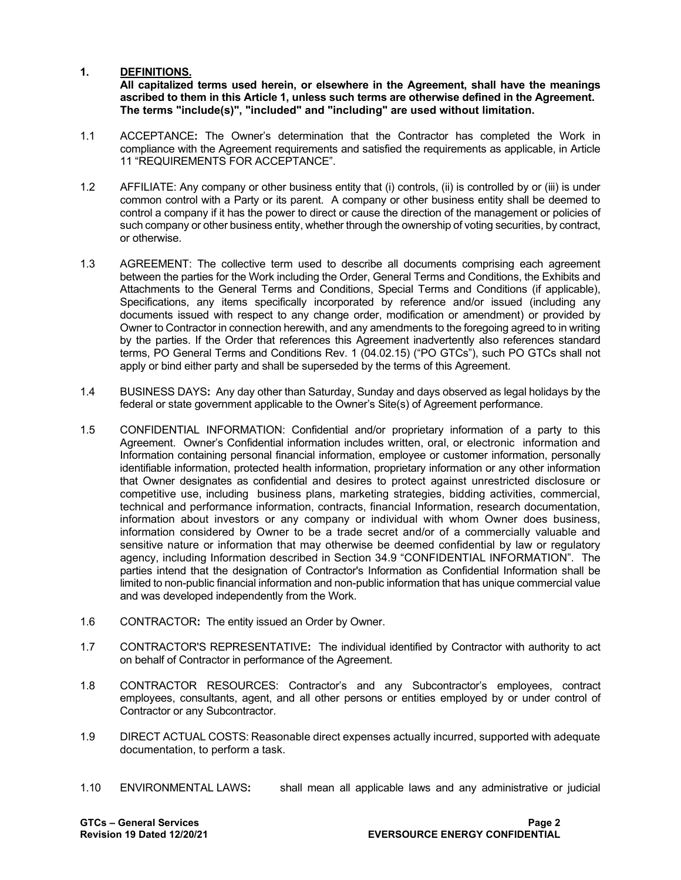## 1. DEFINITIONS.

**All capitalized terms used herein, or elsewhere in the Agreement, shall have the meanings ascribed to them in this Article 1, unless such terms are otherwise defined in the Agreement. The terms "include(s)", "included" and "including" are used without limitation.**

1.1 ACCEPTANCE**:** The Owner's determination that the Contractor has completed the Work in compliance with the Agreement requirements and satisfied the requirements as applicable, in Article 11 "REQUIREMENTS FOR ACCEPTANCE".

1.2 AFFILIATE: Any company or other business entity that (i) controls, (ii) is controlled by or (iii) is under common control with a Party or its parent. A company or other business entity shall be deemed to control a company if it has the power to direct or cause the direction of the management or policies of such company or other business entity, whether through the ownership of voting securities, by contract, or otherwise.

1.3 AGREEMENT: The collective term used to describe all documents comprising each agreement between the parties for the Work including the Order, General Terms and Conditions, the Exhibits and Attachments to the General Terms and Conditions, Special Terms and Conditions (if applicable), Specifications, any items specifically incorporated by reference and/or issued (including any documents issued with respect to any change order, modification or amendment) or provided by Owner to Contractor in connection herewith, and any amendments to the foregoing agreed to in writing by the parties. If the Order that references this Agreement inadvertently also references standard terms, PO General Terms and Conditions Rev. 1 (04.02.15) ("PO GTCs"), such PO GTCs shall not apply or bind either party and shall be superseded by the terms of this Agreement.

1.4 BUSINESS DAYS**:** Any day other than Saturday, Sunday and days observed as legal holidays by the federal or state government applicable to the Owner's Site(s) of Agreement performance.

1.5 CONFIDENTIAL INFORMATION: Confidential and/or proprietary information of a party to this Agreement. Owner's Confidential information includes written, oral, or electronic information and Information containing personal financial information, employee or customer information, personally identifiable information, protected health information, proprietary information or any other information that Owner designates as confidential and desires to protect against unrestricted disclosure or competitive use, including business plans, marketing strategies, bidding activities, commercial, technical and performance information, contracts, financial Information, research documentation, information about investors or any company or individual with whom Owner does business, information considered by Owner to be a trade secret and/or of a commercially valuable and sensitive nature or information that may otherwise be deemed confidential by law or regulatory agency, including Information described in Section 34.9 "CONFIDENTIAL INFORMATION". The parties intend that the designation of Contractor's Information as Confidential Information shall be limited to non-public financial information and non-public information that has unique commercial value and was developed independently from the Work.

1.6 CONTRACTOR**:** The entity issued an Order by Owner.

1.7 CONTRACTOR'S REPRESENTATIVE**:** The individual identified by Contractor with authority to act on behalf of Contractor in performance of the Agreement.

1.8 CONTRACTOR RESOURCES: Contractor's and any Subcontractor's employees, contract employees, consultants, agent, and all other persons or entities employed by or under control of Contractor or any Subcontractor.

1.9 DIRECT ACTUAL COSTS: Reasonable direct expenses actually incurred, supported with adequate documentation, to perform a task.

1.10 ENVIRONMENTAL LAWS**:** shall mean all applicable laws and any administrative or judicial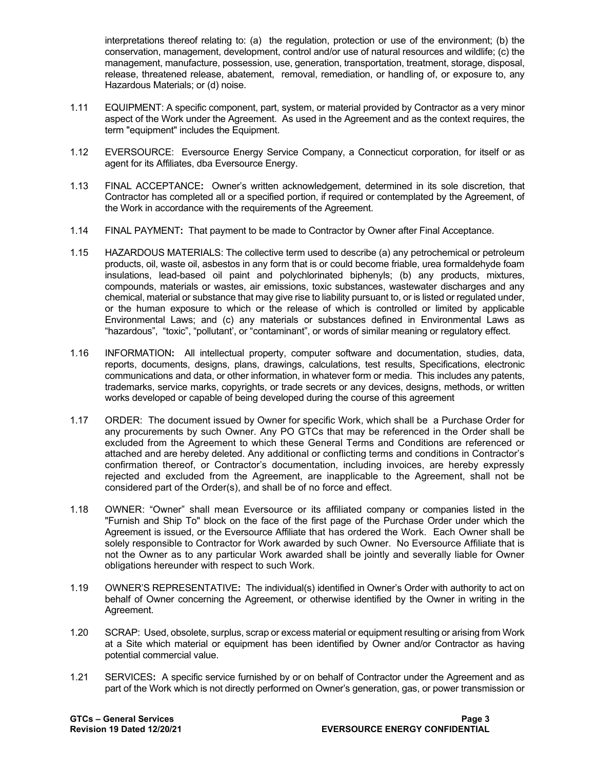interpretations thereof relating to: (a) the regulation, protection or use of the environment; (b) the conservation, management, development, control and/or use of natural resources and wildlife; (c) the management, manufacture, possession, use, generation, transportation, treatment, storage, disposal, release, threatened release, abatement, removal, remediation, or handling of, or exposure to, any Hazardous Materials; or (d) noise.

1.11 EQUIPMENT: A specific component, part, system, or material provided by Contractor as a very minor aspect of the Work under the Agreement. As used in the Agreement and as the context requires, the term "equipment" includes the Equipment.

1.12 EVERSOURCE: Eversource Energy Service Company, a Connecticut corporation, for itself or as agent for its Affiliates, dba Eversource Energy.

1.13 FINAL ACCEPTANCE**:** Owner's written acknowledgement, determined in its sole discretion, that Contractor has completed all or a specified portion, if required or contemplated by the Agreement, of the Work in accordance with the requirements of the Agreement.

1.14 FINAL PAYMENT**:** That payment to be made to Contractor by Owner after Final Acceptance.

1.15 HAZARDOUS MATERIALS: The collective term used to describe (a) any petrochemical or petroleum products, oil, waste oil, asbestos in any form that is or could become friable, urea formaldehyde foam insulations, lead-based oil paint and polychlorinated biphenyls; (b) any products, mixtures, compounds, materials or wastes, air emissions, toxic substances, wastewater discharges and any chemical, material or substance that may give rise to liability pursuant to, or is listed or regulated under, or the human exposure to which or the release of which is controlled or limited by applicable Environmental Laws; and (c) any materials or substances defined in Environmental Laws as "hazardous", "toxic", "pollutant', or "contaminant", or words of similar meaning or regulatory effect.

1.16 INFORMATION**:** All intellectual property, computer software and documentation, studies, data, reports, documents, designs, plans, drawings, calculations, test results, Specifications, electronic communications and data, or other information, in whatever form or media. This includes any patents, trademarks, service marks, copyrights, or trade secrets or any devices, designs, methods, or written works developed or capable of being developed during the course of this agreement

1.17 ORDER: The document issued by Owner for specific Work, which shall be a Purchase Order for any procurements by such Owner. Any PO GTCs that may be referenced in the Order shall be excluded from the Agreement to which these General Terms and Conditions are referenced or attached and are hereby deleted. Any additional or conflicting terms and conditions in Contractor's confirmation thereof, or Contractor's documentation, including invoices, are hereby expressly rejected and excluded from the Agreement, are inapplicable to the Agreement, shall not be considered part of the Order(s), and shall be of no force and effect.

1.18 OWNER: "Owner" shall mean Eversource or its affiliated company or companies listed in the "Furnish and Ship To" block on the face of the first page of the Purchase Order under which the Agreement is issued, or the Eversource Affiliate that has ordered the Work. Each Owner shall be solely responsible to Contractor for Work awarded by such Owner. No Eversource Affiliate that is not the Owner as to any particular Work awarded shall be jointly and severally liable for Owner obligations hereunder with respect to such Work.

1.19 OWNER'S REPRESENTATIVE**:** The individual(s) identified in Owner's Order with authority to act on behalf of Owner concerning the Agreement, or otherwise identified by the Owner in writing in the Agreement.

1.20 SCRAP: Used, obsolete, surplus, scrap or excess material or equipment resulting or arising from Work at a Site which material or equipment has been identified by Owner and/or Contractor as having potential commercial value.

1.21 SERVICES**:** A specific service furnished by or on behalf of Contractor under the Agreement and as part of the Work which is not directly performed on Owner's generation, gas, or power transmission or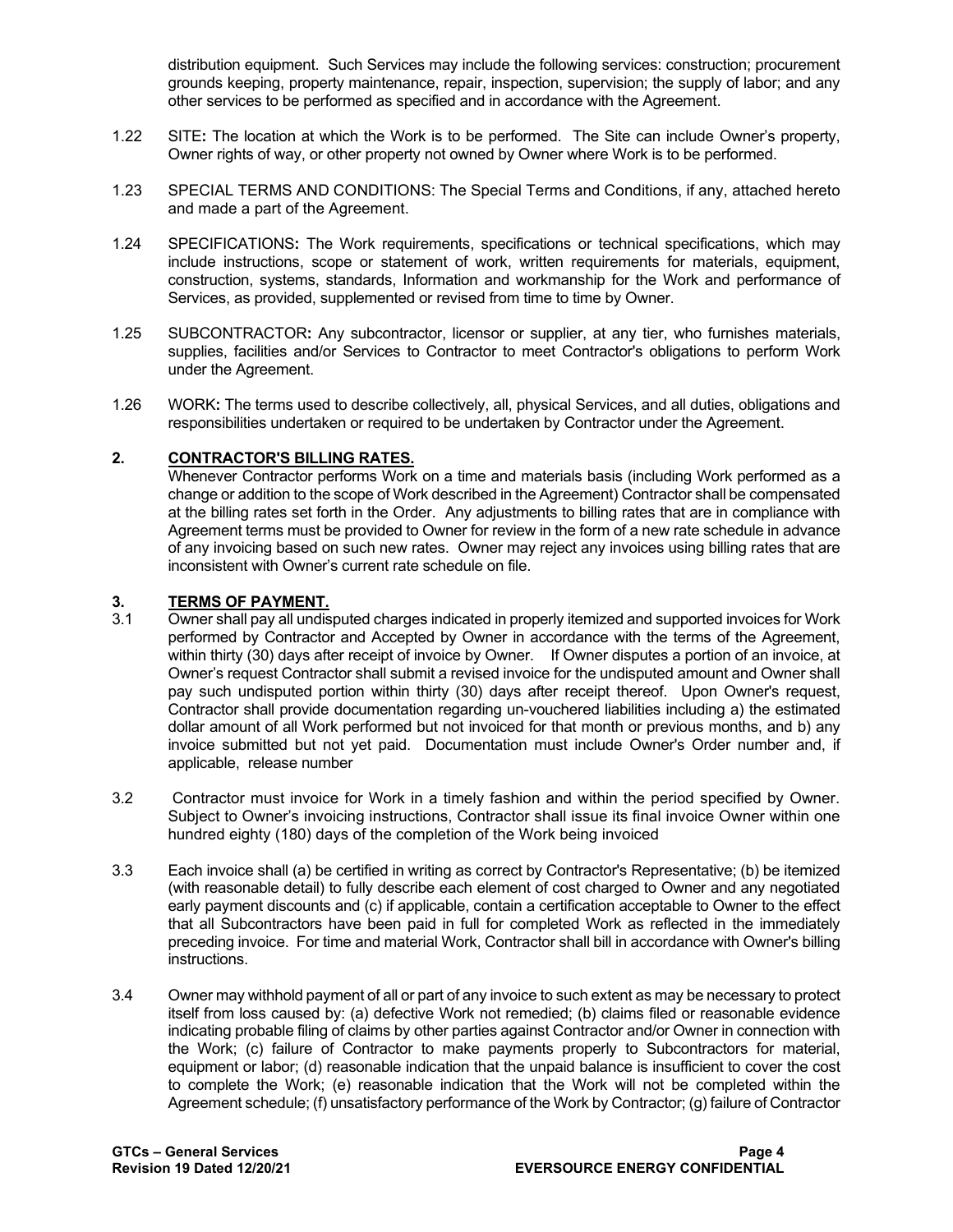distribution equipment. Such Services may include the following services: construction; procurement grounds keeping, property maintenance, repair, inspection, supervision; the supply of labor; and any other services to be performed as specified and in accordance with the Agreement.

1.22 SITE**:** The location at which the Work is to be performed. The Site can include Owner's property, Owner rights of way, or other property not owned by Owner where Work is to be performed.

1.23 SPECIAL TERMS AND CONDITIONS: The Special Terms and Conditions, if any, attached hereto and made a part of the Agreement.

1.24 SPECIFICATIONS**:** The Work requirements, specifications or technical specifications, which may include instructions, scope or statement of work, written requirements for materials, equipment, construction, systems, standards, Information and workmanship for the Work and performance of Services, as provided, supplemented or revised from time to time by Owner.

1.25 SUBCONTRACTOR**:** Any subcontractor, licensor or supplier, at any tier, who furnishes materials, supplies, facilities and/or Services to Contractor to meet Contractor's obligations to perform Work under the Agreement.

1.26 WORK**:** The terms used to describe collectively, all, physical Services, and all duties, obligations and responsibilities undertaken or required to be undertaken by Contractor under the Agreement.

## 2. CONTRACTOR'S BILLING RATES.

Whenever Contractor performs Work on a time and materials basis (including Work performed as a change or addition to the scope of Work described in the Agreement) Contractor shall be compensated at the billing rates set forth in the Order. Any adjustments to billing rates that are in compliance with Agreement terms must be provided to Owner for review in the form of a new rate schedule in advance of any invoicing based on such new rates. Owner may reject any invoices using billing rates that are inconsistent with Owner's current rate schedule on file.

## 3. TERMS OF PAYMENT.

3.1 Owner shall pay all undisputed charges indicated in properly itemized and supported invoices for Work performed by Contractor and Accepted by Owner in accordance with the terms of the Agreement, within thirty (30) days after receipt of invoice by Owner. If Owner disputes a portion of an invoice, at Owner's request Contractor shall submit a revised invoice for the undisputed amount and Owner shall pay such undisputed portion within thirty (30) days after receipt thereof. Upon Owner's request, Contractor shall provide documentation regarding un-vouchered liabilities including a) the estimated dollar amount of all Work performed but not invoiced for that month or previous months, and b) any invoice submitted but not yet paid. Documentation must include Owner's Order number and, if applicable, release number

3.2 Contractor must invoice for Work in a timely fashion and within the period specified by Owner. Subject to Owner's invoicing instructions, Contractor shall issue its final invoice Owner within one hundred eighty (180) days of the completion of the Work being invoiced

3.3 Each invoice shall (a) be certified in writing as correct by Contractor's Representative; (b) be itemized (with reasonable detail) to fully describe each element of cost charged to Owner and any negotiated early payment discounts and (c) if applicable, contain a certification acceptable to Owner to the effect that all Subcontractors have been paid in full for completed Work as reflected in the immediately preceding invoice. For time and material Work, Contractor shall bill in accordance with Owner's billing instructions.

3.4 Owner may withhold payment of all or part of any invoice to such extent as may be necessary to protect itself from loss caused by: (a) defective Work not remedied; (b) claims filed or reasonable evidence indicating probable filing of claims by other parties against Contractor and/or Owner in connection with the Work; (c) failure of Contractor to make payments properly to Subcontractors for material, equipment or labor; (d) reasonable indication that the unpaid balance is insufficient to cover the cost to complete the Work; (e) reasonable indication that the Work will not be completed within the Agreement schedule; (f) unsatisfactory performance of the Work by Contractor; (g) failure of Contractor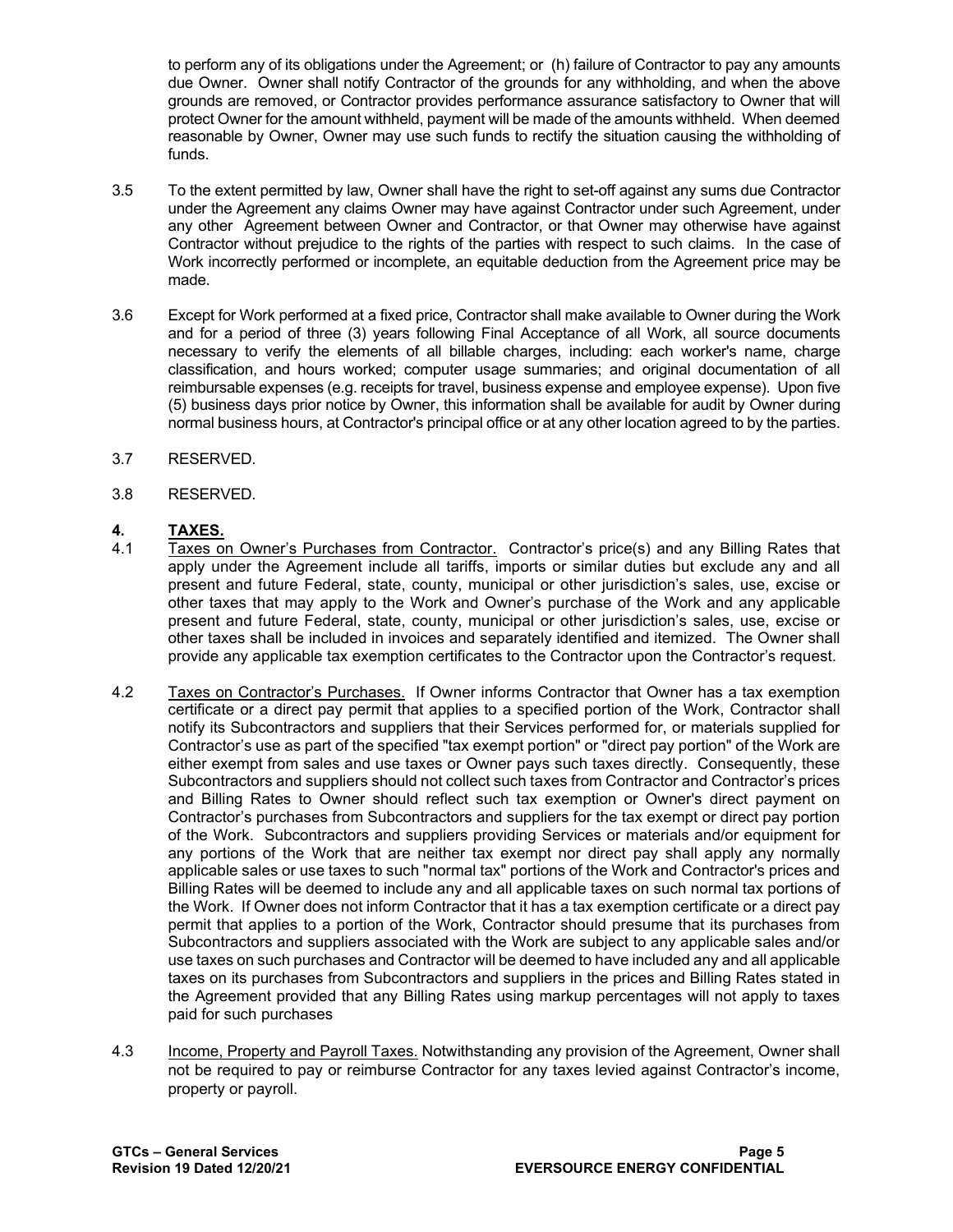to perform any of its obligations under the Agreement; or (h) failure of Contractor to pay any amounts due Owner. Owner shall notify Contractor of the grounds for any withholding, and when the above grounds are removed, or Contractor provides performance assurance satisfactory to Owner that will protect Owner for the amount withheld, payment will be made of the amounts withheld. When deemed reasonable by Owner, Owner may use such funds to rectify the situation causing the withholding of funds.

3.5 To the extent permitted by law, Owner shall have the right to set-off against any sums due Contractor under the Agreement any claims Owner may have against Contractor under such Agreement, under any other Agreement between Owner and Contractor, or that Owner may otherwise have against Contractor without prejudice to the rights of the parties with respect to such claims. In the case of Work incorrectly performed or incomplete, an equitable deduction from the Agreement price may be made.

3.6 Except for Work performed at a fixed price, Contractor shall make available to Owner during the Work and for a period of three (3) years following Final Acceptance of all Work, all source documents necessary to verify the elements of all billable charges, including: each worker's name, charge classification, and hours worked; computer usage summaries; and original documentation of all reimbursable expenses (e.g. receipts for travel, business expense and employee expense). Upon five (5) business days prior notice by Owner, this information shall be available for audit by Owner during normal business hours, at Contractor's principal office or at any other location agreed to by the parties.

3.7 RESERVED.

3.8 RESERVED.

## 4. TAXES.

4.1 Taxes on Owner's Purchases from Contractor. Contractor's price(s) and any Billing Rates that apply under the Agreement include all tariffs, imports or similar duties but exclude any and all present and future Federal, state, county, municipal or other jurisdiction's sales, use, excise or other taxes that may apply to the Work and Owner's purchase of the Work and any applicable present and future Federal, state, county, municipal or other jurisdiction's sales, use, excise or other taxes shall be included in invoices and separately identified and itemized. The Owner shall provide any applicable tax exemption certificates to the Contractor upon the Contractor's request.

4.2 Taxes on Contractor's Purchases. If Owner informs Contractor that Owner has a tax exemption certificate or a direct pay permit that applies to a specified portion of the Work, Contractor shall notify its Subcontractors and suppliers that their Services performed for, or materials supplied for Contractor's use as part of the specified "tax exempt portion" or "direct pay portion" of the Work are either exempt from sales and use taxes or Owner pays such taxes directly. Consequently, these Subcontractors and suppliers should not collect such taxes from Contractor and Contractor's prices and Billing Rates to Owner should reflect such tax exemption or Owner's direct payment on Contractor's purchases from Subcontractors and suppliers for the tax exempt or direct pay portion of the Work. Subcontractors and suppliers providing Services or materials and/or equipment for any portions of the Work that are neither tax exempt nor direct pay shall apply any normally applicable sales or use taxes to such "normal tax" portions of the Work and Contractor's prices and Billing Rates will be deemed to include any and all applicable taxes on such normal tax portions of the Work. If Owner does not inform Contractor that it has a tax exemption certificate or a direct pay permit that applies to a portion of the Work, Contractor should presume that its purchases from Subcontractors and suppliers associated with the Work are subject to any applicable sales and/or use taxes on such purchases and Contractor will be deemed to have included any and all applicable taxes on its purchases from Subcontractors and suppliers in the prices and Billing Rates stated in the Agreement provided that any Billing Rates using markup percentages will not apply to taxes paid for such purchases

4.3 Income, Property and Payroll Taxes. Notwithstanding any provision of the Agreement, Owner shall not be required to pay or reimburse Contractor for any taxes levied against Contractor's income, property or payroll.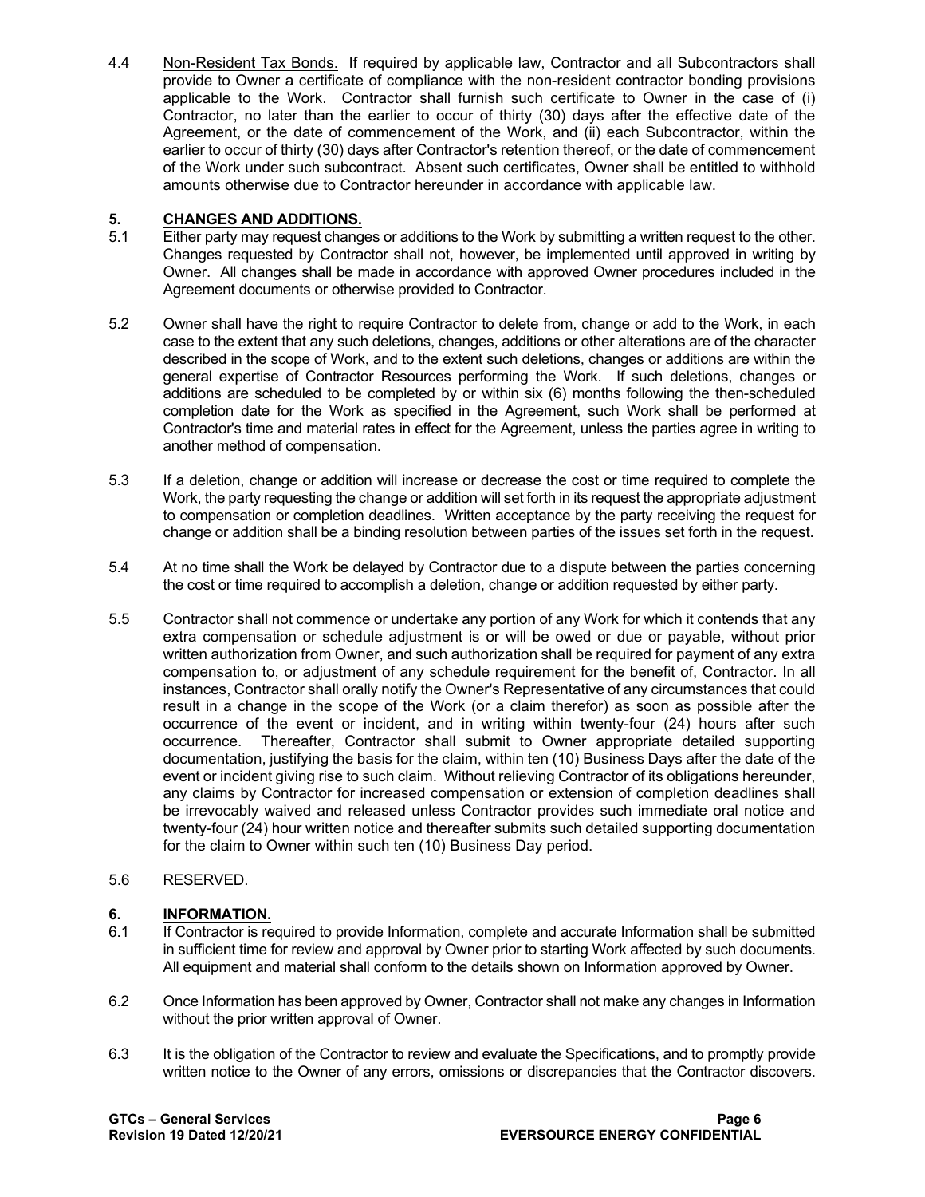4.4 Non-Resident Tax Bonds. If required by applicable law, Contractor and all Subcontractors shall provide to Owner a certificate of compliance with the non-resident contractor bonding provisions applicable to the Work. Contractor shall furnish such certificate to Owner in the case of (i) Contractor, no later than the earlier to occur of thirty (30) days after the effective date of the Agreement, or the date of commencement of the Work, and (ii) each Subcontractor, within the earlier to occur of thirty (30) days after Contractor's retention thereof, or the date of commencement of the Work under such subcontract. Absent such certificates, Owner shall be entitled to withhold amounts otherwise due to Contractor hereunder in accordance with applicable law.

## 5. CHANGES AND ADDITIONS.

5.1 Either party may request changes or additions to the Work by submitting a written request to the other. Changes requested by Contractor shall not, however, be implemented until approved in writing by Owner. All changes shall be made in accordance with approved Owner procedures included in the Agreement documents or otherwise provided to Contractor.

5.2 Owner shall have the right to require Contractor to delete from, change or add to the Work, in each case to the extent that any such deletions, changes, additions or other alterations are of the character described in the scope of Work, and to the extent such deletions, changes or additions are within the general expertise of Contractor Resources performing the Work. If such deletions, changes or additions are scheduled to be completed by or within six (6) months following the then-scheduled completion date for the Work as specified in the Agreement, such Work shall be performed at Contractor's time and material rates in effect for the Agreement, unless the parties agree in writing to another method of compensation.

5.3 If a deletion, change or addition will increase or decrease the cost or time required to complete the Work, the party requesting the change or addition will set forth in its request the appropriate adjustment to compensation or completion deadlines. Written acceptance by the party receiving the request for change or addition shall be a binding resolution between parties of the issues set forth in the request.

5.4 At no time shall the Work be delayed by Contractor due to a dispute between the parties concerning the cost or time required to accomplish a deletion, change or addition requested by either party.

5.5 Contractor shall not commence or undertake any portion of any Work for which it contends that any extra compensation or schedule adjustment is or will be owed or due or payable, without prior written authorization from Owner, and such authorization shall be required for payment of any extra compensation to, or adjustment of any schedule requirement for the benefit of, Contractor. In all instances, Contractor shall orally notify the Owner's Representative of any circumstances that could result in a change in the scope of the Work (or a claim therefor) as soon as possible after the occurrence of the event or incident, and in writing within twenty-four (24) hours after such occurrence. Thereafter, Contractor shall submit to Owner appropriate detailed supporting documentation, justifying the basis for the claim, within ten (10) Business Days after the date of the event or incident giving rise to such claim. Without relieving Contractor of its obligations hereunder, any claims by Contractor for increased compensation or extension of completion deadlines shall be irrevocably waived and released unless Contractor provides such immediate oral notice and twenty-four (24) hour written notice and thereafter submits such detailed supporting documentation for the claim to Owner within such ten (10) Business Day period.

5.6 RESERVED.

## 6. INFORMATION.

6.1 If Contractor is required to provide Information, complete and accurate Information shall be submitted in sufficient time for review and approval by Owner prior to starting Work affected by such documents. All equipment and material shall conform to the details shown on Information approved by Owner.

6.2 Once Information has been approved by Owner, Contractor shall not make any changes in Information without the prior written approval of Owner.

6.3 It is the obligation of the Contractor to review and evaluate the Specifications, and to promptly provide written notice to the Owner of any errors, omissions or discrepancies that the Contractor discovers.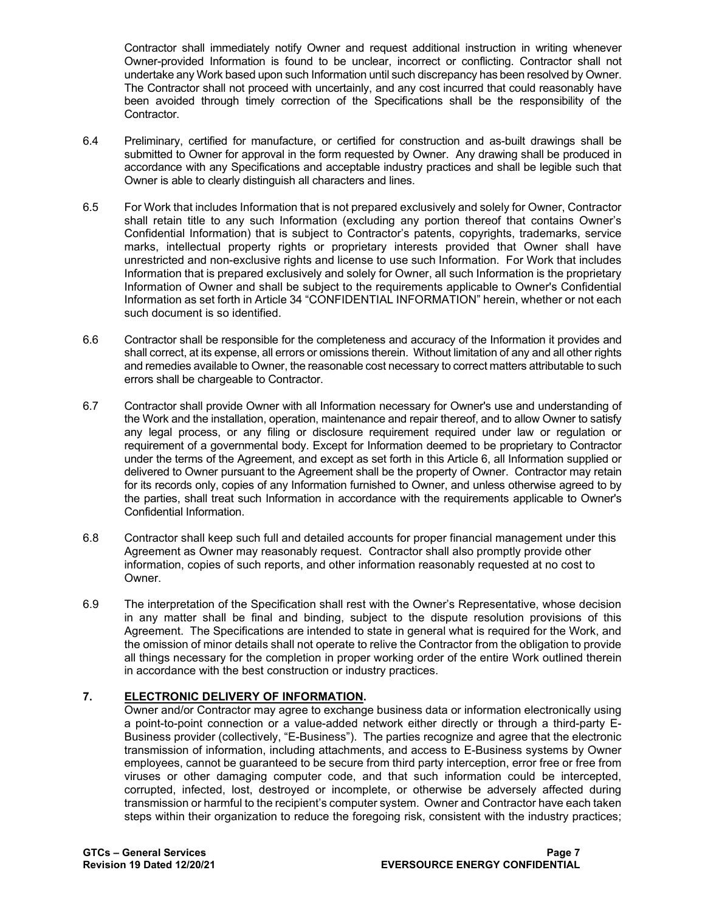Contractor shall immediately notify Owner and request additional instruction in writing whenever Owner-provided Information is found to be unclear, incorrect or conflicting. Contractor shall not undertake any Work based upon such Information until such discrepancy has been resolved by Owner. The Contractor shall not proceed with uncertainly, and any cost incurred that could reasonably have been avoided through timely correction of the Specifications shall be the responsibility of the Contractor.

6.4 Preliminary, certified for manufacture, or certified for construction and as-built drawings shall be submitted to Owner for approval in the form requested by Owner. Any drawing shall be produced in accordance with any Specifications and acceptable industry practices and shall be legible such that Owner is able to clearly distinguish all characters and lines.

6.5 For Work that includes Information that is not prepared exclusively and solely for Owner, Contractor shall retain title to any such Information (excluding any portion thereof that contains Owner's Confidential Information) that is subject to Contractor's patents, copyrights, trademarks, service marks, intellectual property rights or proprietary interests provided that Owner shall have unrestricted and non-exclusive rights and license to use such Information. For Work that includes Information that is prepared exclusively and solely for Owner, all such Information is the proprietary Information of Owner and shall be subject to the requirements applicable to Owner's Confidential Information as set forth in Article 34 "CONFIDENTIAL INFORMATION" herein, whether or not each such document is so identified.

6.6 Contractor shall be responsible for the completeness and accuracy of the Information it provides and shall correct, at its expense, all errors or omissions therein. Without limitation of any and all other rights and remedies available to Owner, the reasonable cost necessary to correct matters attributable to such errors shall be chargeable to Contractor.

6.7 Contractor shall provide Owner with all Information necessary for Owner's use and understanding of the Work and the installation, operation, maintenance and repair thereof, and to allow Owner to satisfy any legal process, or any filing or disclosure requirement required under law or regulation or requirement of a governmental body. Except for Information deemed to be proprietary to Contractor under the terms of the Agreement, and except as set forth in this Article 6, all Information supplied or delivered to Owner pursuant to the Agreement shall be the property of Owner. Contractor may retain for its records only, copies of any Information furnished to Owner, and unless otherwise agreed to by the parties, shall treat such Information in accordance with the requirements applicable to Owner's Confidential Information.

6.8 Contractor shall keep such full and detailed accounts for proper financial management under this Agreement as Owner may reasonably request. Contractor shall also promptly provide other information, copies of such reports, and other information reasonably requested at no cost to Owner.

6.9 The interpretation of the Specification shall rest with the Owner's Representative, whose decision in any matter shall be final and binding, subject to the dispute resolution provisions of this Agreement. The Specifications are intended to state in general what is required for the Work, and the omission of minor details shall not operate to relive the Contractor from the obligation to provide all things necessary for the completion in proper working order of the entire Work outlined therein in accordance with the best construction or industry practices.

## 7. ELECTRONIC DELIVERY OF INFORMATION.

Owner and/or Contractor may agree to exchange business data or information electronically using a point-to-point connection or a value-added network either directly or through a third-party E-Business provider (collectively, "E-Business"). The parties recognize and agree that the electronic transmission of information, including attachments, and access to E-Business systems by Owner employees, cannot be guaranteed to be secure from third party interception, error free or free from viruses or other damaging computer code, and that such information could be intercepted, corrupted, infected, lost, destroyed or incomplete, or otherwise be adversely affected during transmission or harmful to the recipient's computer system. Owner and Contractor have each taken steps within their organization to reduce the foregoing risk, consistent with the industry practices;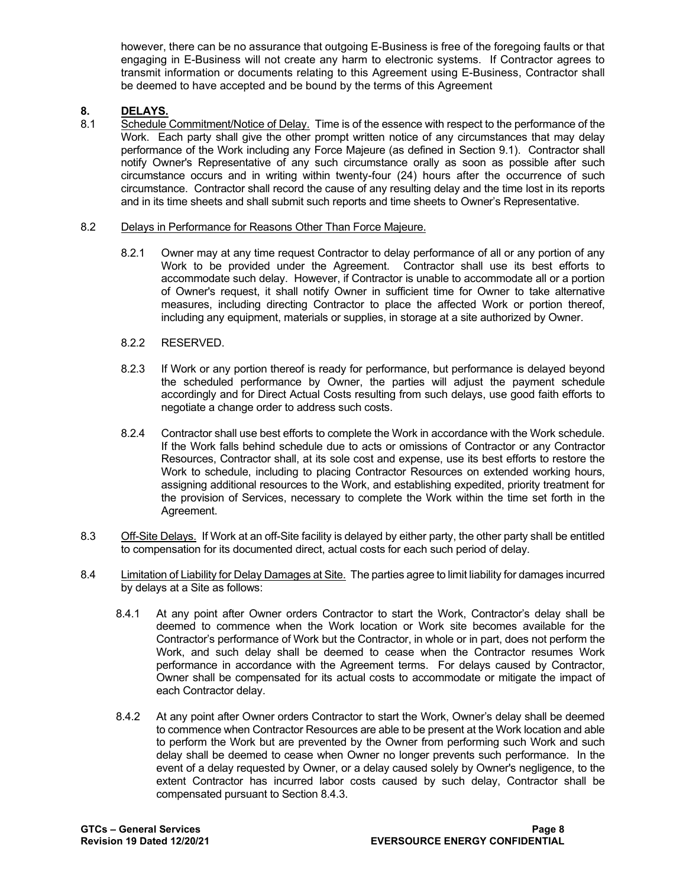however, there can be no assurance that outgoing E-Business is free of the foregoing faults or that engaging in E-Business will not create any harm to electronic systems. If Contractor agrees to transmit information or documents relating to this Agreement using E-Business, Contractor shall be deemed to have accepted and be bound by the terms of this Agreement

## 8. DELAYS.

8.1 Schedule Commitment/Notice of Delay. Time is of the essence with respect to the performance of the Work. Each party shall give the other prompt written notice of any circumstances that may delay performance of the Work including any Force Majeure (as defined in Section 9.1). Contractor shall notify Owner's Representative of any such circumstance orally as soon as possible after such circumstance occurs and in writing within twenty-four (24) hours after the occurrence of such circumstance. Contractor shall record the cause of any resulting delay and the time lost in its reports and in its time sheets and shall submit such reports and time sheets to Owner's Representative.

8.2 Delays in Performance for Reasons Other Than Force Majeure.

8.2.1 Owner may at any time request Contractor to delay performance of all or any portion of any Work to be provided under the Agreement. Contractor shall use its best efforts to accommodate such delay. However, if Contractor is unable to accommodate all or a portion of Owner's request, it shall notify Owner in sufficient time for Owner to take alternative measures, including directing Contractor to place the affected Work or portion thereof, including any equipment, materials or supplies, in storage at a site authorized by Owner.

8.2.2 RESERVED.

8.2.3 If Work or any portion thereof is ready for performance, but performance is delayed beyond the scheduled performance by Owner, the parties will adjust the payment schedule accordingly and for Direct Actual Costs resulting from such delays, use good faith efforts to negotiate a change order to address such costs.

8.2.4 Contractor shall use best efforts to complete the Work in accordance with the Work schedule. If the Work falls behind schedule due to acts or omissions of Contractor or any Contractor Resources, Contractor shall, at its sole cost and expense, use its best efforts to restore the Work to schedule, including to placing Contractor Resources on extended working hours, assigning additional resources to the Work, and establishing expedited, priority treatment for the provision of Services, necessary to complete the Work within the time set forth in the Agreement.

8.3 Off-Site Delays. If Work at an off-Site facility is delayed by either party, the other party shall be entitled to compensation for its documented direct, actual costs for each such period of delay.

8.4 Limitation of Liability for Delay Damages at Site. The parties agree to limit liability for damages incurred by delays at a Site as follows:

8.4.1 At any point after Owner orders Contractor to start the Work, Contractor's delay shall be deemed to commence when the Work location or Work site becomes available for the Contractor's performance of Work but the Contractor, in whole or in part, does not perform the Work, and such delay shall be deemed to cease when the Contractor resumes Work performance in accordance with the Agreement terms. For delays caused by Contractor, Owner shall be compensated for its actual costs to accommodate or mitigate the impact of each Contractor delay.

8.4.2 At any point after Owner orders Contractor to start the Work, Owner's delay shall be deemed to commence when Contractor Resources are able to be present at the Work location and able to perform the Work but are prevented by the Owner from performing such Work and such delay shall be deemed to cease when Owner no longer prevents such performance. In the event of a delay requested by Owner, or a delay caused solely by Owner's negligence, to the extent Contractor has incurred labor costs caused by such delay, Contractor shall be compensated pursuant to Section 8.4.3.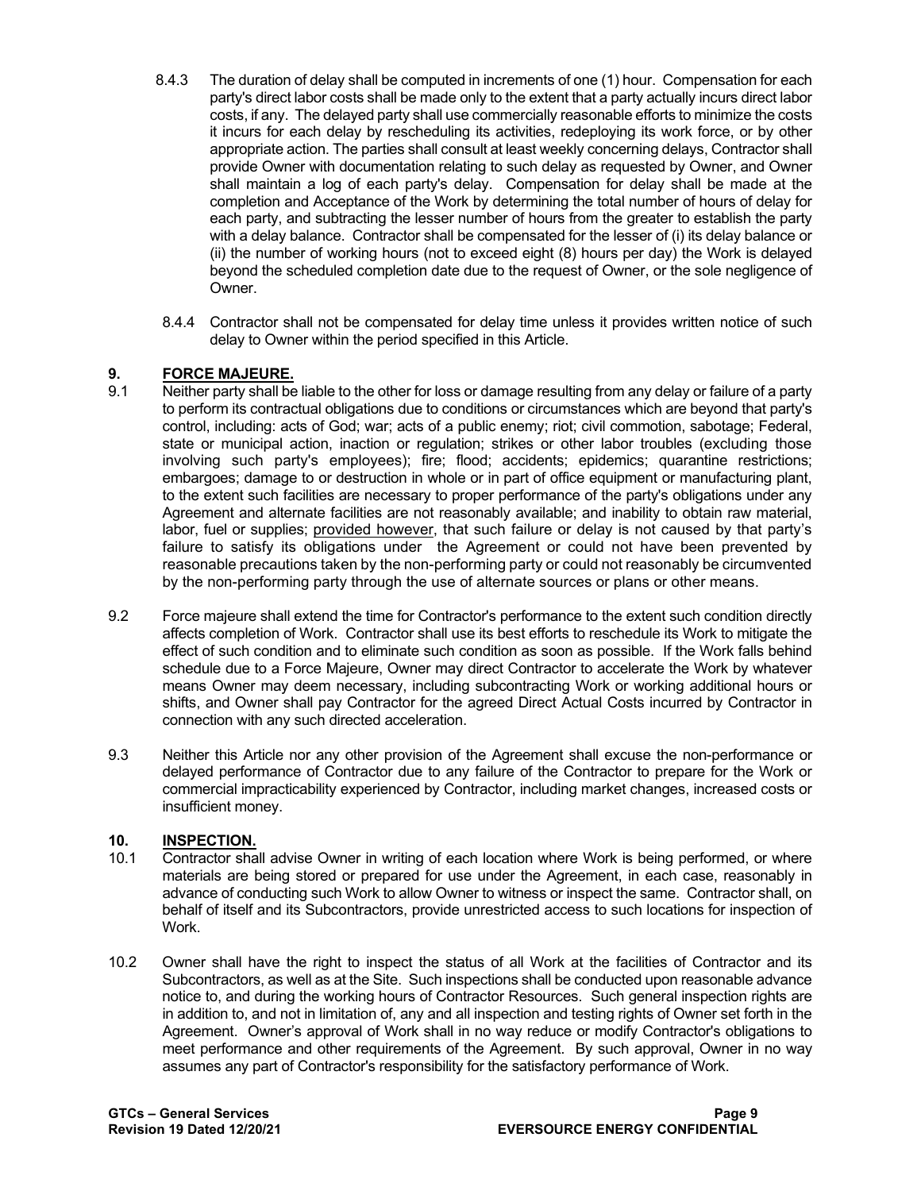8.4.3 The duration of delay shall be computed in increments of one (1) hour. Compensation for each party's direct labor costs shall be made only to the extent that a party actually incurs direct labor costs, if any. The delayed party shall use commercially reasonable efforts to minimize the costs it incurs for each delay by rescheduling its activities, redeploying its work force, or by other appropriate action. The parties shall consult at least weekly concerning delays, Contractor shall provide Owner with documentation relating to such delay as requested by Owner, and Owner shall maintain a log of each party's delay. Compensation for delay shall be made at the completion and Acceptance of the Work by determining the total number of hours of delay for each party, and subtracting the lesser number of hours from the greater to establish the party with a delay balance. Contractor shall be compensated for the lesser of (i) its delay balance or (ii) the number of working hours (not to exceed eight (8) hours per day) the Work is delayed beyond the scheduled completion date due to the request of Owner, or the sole negligence of Owner.

8.4.4 Contractor shall not be compensated for delay time unless it provides written notice of such delay to Owner within the period specified in this Article.

## 9. FORCE MAJEURE.

9.1 Neither party shall be liable to the other for loss or damage resulting from any delay or failure of a party to perform its contractual obligations due to conditions or circumstances which are beyond that party's control, including: acts of God; war; acts of a public enemy; riot; civil commotion, sabotage; Federal, state or municipal action, inaction or regulation; strikes or other labor troubles (excluding those involving such party's employees); fire; flood; accidents; epidemics; quarantine restrictions; embargoes; damage to or destruction in whole or in part of office equipment or manufacturing plant, to the extent such facilities are necessary to proper performance of the party's obligations under any Agreement and alternate facilities are not reasonably available; and inability to obtain raw material, labor, fuel or supplies; provided however, that such failure or delay is not caused by that party's failure to satisfy its obligations under the Agreement or could not have been prevented by reasonable precautions taken by the non-performing party or could not reasonably be circumvented by the non-performing party through the use of alternate sources or plans or other means.

9.2 Force majeure shall extend the time for Contractor's performance to the extent such condition directly affects completion of Work. Contractor shall use its best efforts to reschedule its Work to mitigate the effect of such condition and to eliminate such condition as soon as possible. If the Work falls behind schedule due to a Force Majeure, Owner may direct Contractor to accelerate the Work by whatever means Owner may deem necessary, including subcontracting Work or working additional hours or shifts, and Owner shall pay Contractor for the agreed Direct Actual Costs incurred by Contractor in connection with any such directed acceleration.

9.3 Neither this Article nor any other provision of the Agreement shall excuse the non-performance or delayed performance of Contractor due to any failure of the Contractor to prepare for the Work or commercial impracticability experienced by Contractor, including market changes, increased costs or insufficient money.

## 10. INSPECTION.

10.1 Contractor shall advise Owner in writing of each location where Work is being performed, or where materials are being stored or prepared for use under the Agreement, in each case, reasonably in advance of conducting such Work to allow Owner to witness or inspect the same. Contractor shall, on behalf of itself and its Subcontractors, provide unrestricted access to such locations for inspection of Work.

10.2 Owner shall have the right to inspect the status of all Work at the facilities of Contractor and its Subcontractors, as well as at the Site. Such inspections shall be conducted upon reasonable advance notice to, and during the working hours of Contractor Resources. Such general inspection rights are in addition to, and not in limitation of, any and all inspection and testing rights of Owner set forth in the Agreement. Owner's approval of Work shall in no way reduce or modify Contractor's obligations to meet performance and other requirements of the Agreement. By such approval, Owner in no way assumes any part of Contractor's responsibility for the satisfactory performance of Work.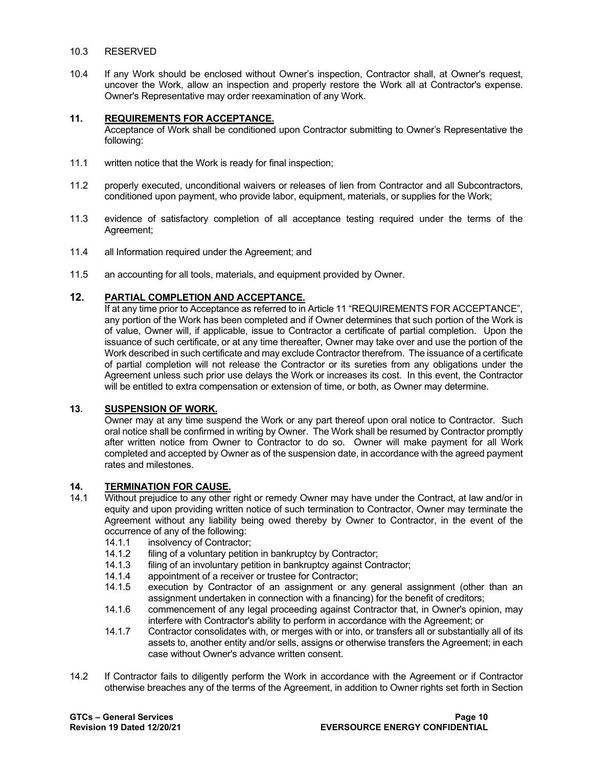10.3 RESERVED

10.4 If any Work should be enclosed without Owner's inspection, Contractor shall, at Owner's request, uncover the Work, allow an inspection and properly restore the Work all at Contractor's expense. Owner's Representative may order reexamination of any Work.

## 11. REQUIREMENTS FOR ACCEPTANCE.

Acceptance of Work shall be conditioned upon Contractor submitting to Owner's Representative the following:

11.1 written notice that the Work is ready for final inspection;

11.2 properly executed, unconditional waivers or releases of lien from Contractor and all Subcontractors, conditioned upon payment, who provide labor, equipment, materials, or supplies for the Work;

11.3 evidence of satisfactory completion of all acceptance testing required under the terms of the Agreement;

11.4 all Information required under the Agreement; and

11.5 an accounting for all tools, materials, and equipment provided by Owner.

## 12. PARTIAL COMPLETION AND ACCEPTANCE.

If at any time prior to Acceptance as referred to in Article 11 "REQUIREMENTS FOR ACCEPTANCE", any portion of the Work has been completed and if Owner determines that such portion of the Work is of value, Owner will, if applicable, issue to Contractor a certificate of partial completion. Upon the issuance of such certificate, or at any time thereafter, Owner may take over and use the portion of the Work described in such certificate and may exclude Contractor therefrom. The issuance of a certificate of partial completion will not release the Contractor or its sureties from any obligations under the Agreement unless such prior use delays the Work or increases its cost. In this event, the Contractor will be entitled to extra compensation or extension of time, or both, as Owner may determine.

## 13. SUSPENSION OF WORK.

Owner may at any time suspend the Work or any part thereof upon oral notice to Contractor. Such oral notice shall be confirmed in writing by Owner. The Work shall be resumed by Contractor promptly after written notice from Owner to Contractor to do so. Owner will make payment for all Work completed and accepted by Owner as of the suspension date, in accordance with the agreed payment rates and milestones.

## 14. TERMINATION FOR CAUSE.

14.1 Without prejudice to any other right or remedy Owner may have under the Contract, at law and/or in equity and upon providing written notice of such termination to Contractor, Owner may terminate the Agreement without any liability being owed thereby by Owner to Contractor, in the event of the occurrence of any of the following:

- 14.1.1 insolvency of Contractor;
- 14.1.2 filing of a voluntary petition in bankruptcy by Contractor;
- 14.1.3 filing of an involuntary petition in bankruptcy against Contractor;
- 14.1.4 appointment of a receiver or trustee for Contractor;
- 14.1.5 execution by Contractor of an assignment or any general assignment (other than an assignment undertaken in connection with a financing) for the benefit of creditors;
- 14.1.6 commencement of any legal proceeding against Contractor that, in Owner's opinion, may interfere with Contractor's ability to perform in accordance with the Agreement; or
- 14.1.7 Contractor consolidates with, or merges with or into, or transfers all or substantially all of its assets to, another entity and/or sells, assigns or otherwise transfers the Agreement; in each case without Owner's advance written consent.

14.2 If Contractor fails to diligently perform the Work in accordance with the Agreement or if Contractor otherwise breaches any of the terms of the Agreement, in addition to Owner rights set forth in Section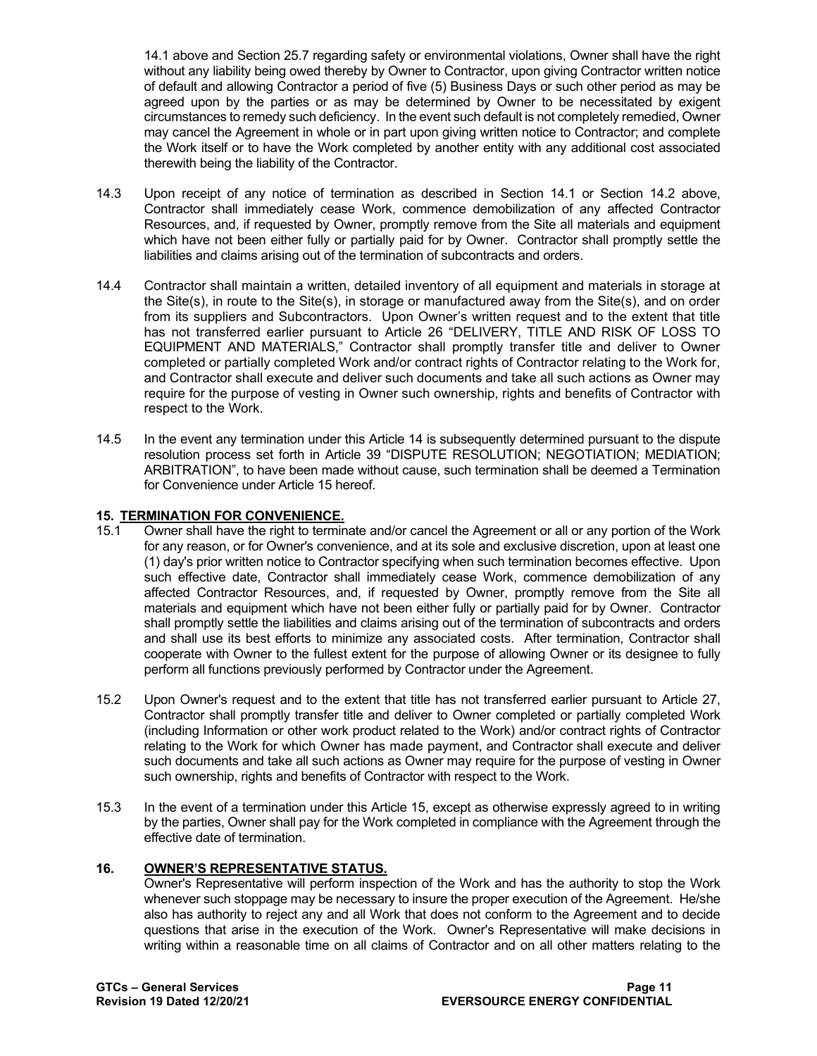14.1 above and Section 25.7 regarding safety or environmental violations, Owner shall have the right without any liability being owed thereby by Owner to Contractor, upon giving Contractor written notice of default and allowing Contractor a period of five (5) Business Days or such other period as may be agreed upon by the parties or as may be determined by Owner to be necessitated by exigent circumstances to remedy such deficiency. In the event such default is not completely remedied, Owner may cancel the Agreement in whole or in part upon giving written notice to Contractor; and complete the Work itself or to have the Work completed by another entity with any additional cost associated therewith being the liability of the Contractor.

14.3 Upon receipt of any notice of termination as described in Section 14.1 or Section 14.2 above, Contractor shall immediately cease Work, commence demobilization of any affected Contractor Resources, and, if requested by Owner, promptly remove from the Site all materials and equipment which have not been either fully or partially paid for by Owner. Contractor shall promptly settle the liabilities and claims arising out of the termination of subcontracts and orders.

14.4 Contractor shall maintain a written, detailed inventory of all equipment and materials in storage at the Site(s), in route to the Site(s), in storage or manufactured away from the Site(s), and on order from its suppliers and Subcontractors. Upon Owner's written request and to the extent that title has not transferred earlier pursuant to Article 26 "DELIVERY, TITLE AND RISK OF LOSS TO EQUIPMENT AND MATERIALS," Contractor shall promptly transfer title and deliver to Owner completed or partially completed Work and/or contract rights of Contractor relating to the Work for, and Contractor shall execute and deliver such documents and take all such actions as Owner may require for the purpose of vesting in Owner such ownership, rights and benefits of Contractor with respect to the Work.

14.5 In the event any termination under this Article 14 is subsequently determined pursuant to the dispute resolution process set forth in Article 39 "DISPUTE RESOLUTION; NEGOTIATION; MEDIATION; ARBITRATION", to have been made without cause, such termination shall be deemed a Termination for Convenience under Article 15 hereof.

## 15. TERMINATION FOR CONVENIENCE.

15.1 Owner shall have the right to terminate and/or cancel the Agreement or all or any portion of the Work for any reason, or for Owner's convenience, and at its sole and exclusive discretion, upon at least one (1) day's prior written notice to Contractor specifying when such termination becomes effective. Upon such effective date, Contractor shall immediately cease Work, commence demobilization of any affected Contractor Resources, and, if requested by Owner, promptly remove from the Site all materials and equipment which have not been either fully or partially paid for by Owner. Contractor shall promptly settle the liabilities and claims arising out of the termination of subcontracts and orders and shall use its best efforts to minimize any associated costs. After termination, Contractor shall cooperate with Owner to the fullest extent for the purpose of allowing Owner or its designee to fully perform all functions previously performed by Contractor under the Agreement.

15.2 Upon Owner's request and to the extent that title has not transferred earlier pursuant to Article 27, Contractor shall promptly transfer title and deliver to Owner completed or partially completed Work (including Information or other work product related to the Work) and/or contract rights of Contractor relating to the Work for which Owner has made payment, and Contractor shall execute and deliver such documents and take all such actions as Owner may require for the purpose of vesting in Owner such ownership, rights and benefits of Contractor with respect to the Work.

15.3 In the event of a termination under this Article 15, except as otherwise expressly agreed to in writing by the parties, Owner shall pay for the Work completed in compliance with the Agreement through the effective date of termination.

## 16. OWNER'S REPRESENTATIVE STATUS.

Owner's Representative will perform inspection of the Work and has the authority to stop the Work whenever such stoppage may be necessary to insure the proper execution of the Agreement. He/she also has authority to reject any and all Work that does not conform to the Agreement and to decide questions that arise in the execution of the Work. Owner's Representative will make decisions in writing within a reasonable time on all claims of Contractor and on all other matters relating to the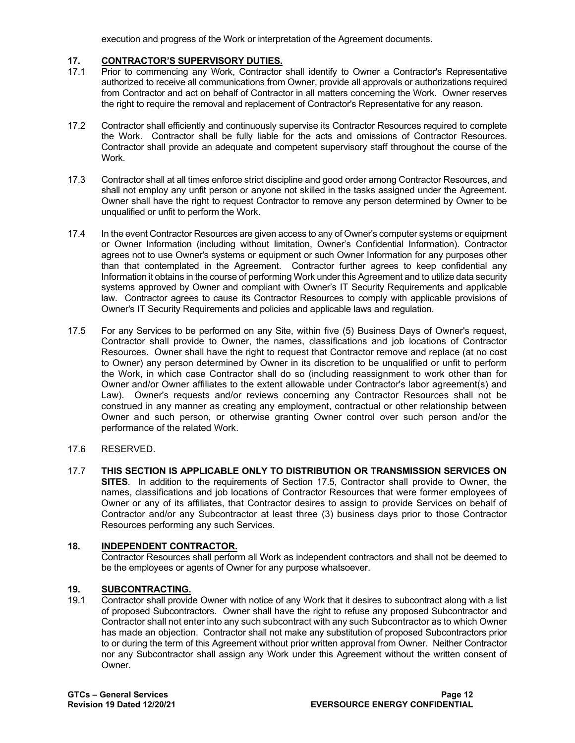execution and progress of the Work or interpretation of the Agreement documents.

## 17. CONTRACTOR'S SUPERVISORY DUTIES.

17.1 Prior to commencing any Work, Contractor shall identify to Owner a Contractor's Representative authorized to receive all communications from Owner, provide all approvals or authorizations required from Contractor and act on behalf of Contractor in all matters concerning the Work. Owner reserves the right to require the removal and replacement of Contractor's Representative for any reason.

17.2 Contractor shall efficiently and continuously supervise its Contractor Resources required to complete the Work. Contractor shall be fully liable for the acts and omissions of Contractor Resources. Contractor shall provide an adequate and competent supervisory staff throughout the course of the Work.

17.3 Contractor shall at all times enforce strict discipline and good order among Contractor Resources, and shall not employ any unfit person or anyone not skilled in the tasks assigned under the Agreement. Owner shall have the right to request Contractor to remove any person determined by Owner to be unqualified or unfit to perform the Work.

17.4 In the event Contractor Resources are given access to any of Owner's computer systems or equipment or Owner Information (including without limitation, Owner's Confidential Information). Contractor agrees not to use Owner's systems or equipment or such Owner Information for any purposes other than that contemplated in the Agreement. Contractor further agrees to keep confidential any Information it obtains in the course of performing Work under this Agreement and to utilize data security systems approved by Owner and compliant with Owner's IT Security Requirements and applicable law. Contractor agrees to cause its Contractor Resources to comply with applicable provisions of Owner's IT Security Requirements and policies and applicable laws and regulation.

17.5 For any Services to be performed on any Site, within five (5) Business Days of Owner's request, Contractor shall provide to Owner, the names, classifications and job locations of Contractor Resources. Owner shall have the right to request that Contractor remove and replace (at no cost to Owner) any person determined by Owner in its discretion to be unqualified or unfit to perform the Work, in which case Contractor shall do so (including reassignment to work other than for Owner and/or Owner affiliates to the extent allowable under Contractor's labor agreement(s) and Law). Owner's requests and/or reviews concerning any Contractor Resources shall not be construed in any manner as creating any employment, contractual or other relationship between Owner and such person, or otherwise granting Owner control over such person and/or the performance of the related Work.

17.6 RESERVED.

17.7 **THIS SECTION IS APPLICABLE ONLY TO DISTRIBUTION OR TRANSMISSION SERVICES ON SITES**. In addition to the requirements of Section 17.5, Contractor shall provide to Owner, the names, classifications and job locations of Contractor Resources that were former employees of Owner or any of its affiliates, that Contractor desires to assign to provide Services on behalf of Contractor and/or any Subcontractor at least three (3) business days prior to those Contractor Resources performing any such Services.

## 18. INDEPENDENT CONTRACTOR.

Contractor Resources shall perform all Work as independent contractors and shall not be deemed to be the employees or agents of Owner for any purpose whatsoever.

## 19. SUBCONTRACTING.

19.1 Contractor shall provide Owner with notice of any Work that it desires to subcontract along with a list of proposed Subcontractors. Owner shall have the right to refuse any proposed Subcontractor and Contractor shall not enter into any such subcontract with any such Subcontractor as to which Owner has made an objection. Contractor shall not make any substitution of proposed Subcontractors prior to or during the term of this Agreement without prior written approval from Owner. Neither Contractor nor any Subcontractor shall assign any Work under this Agreement without the written consent of Owner.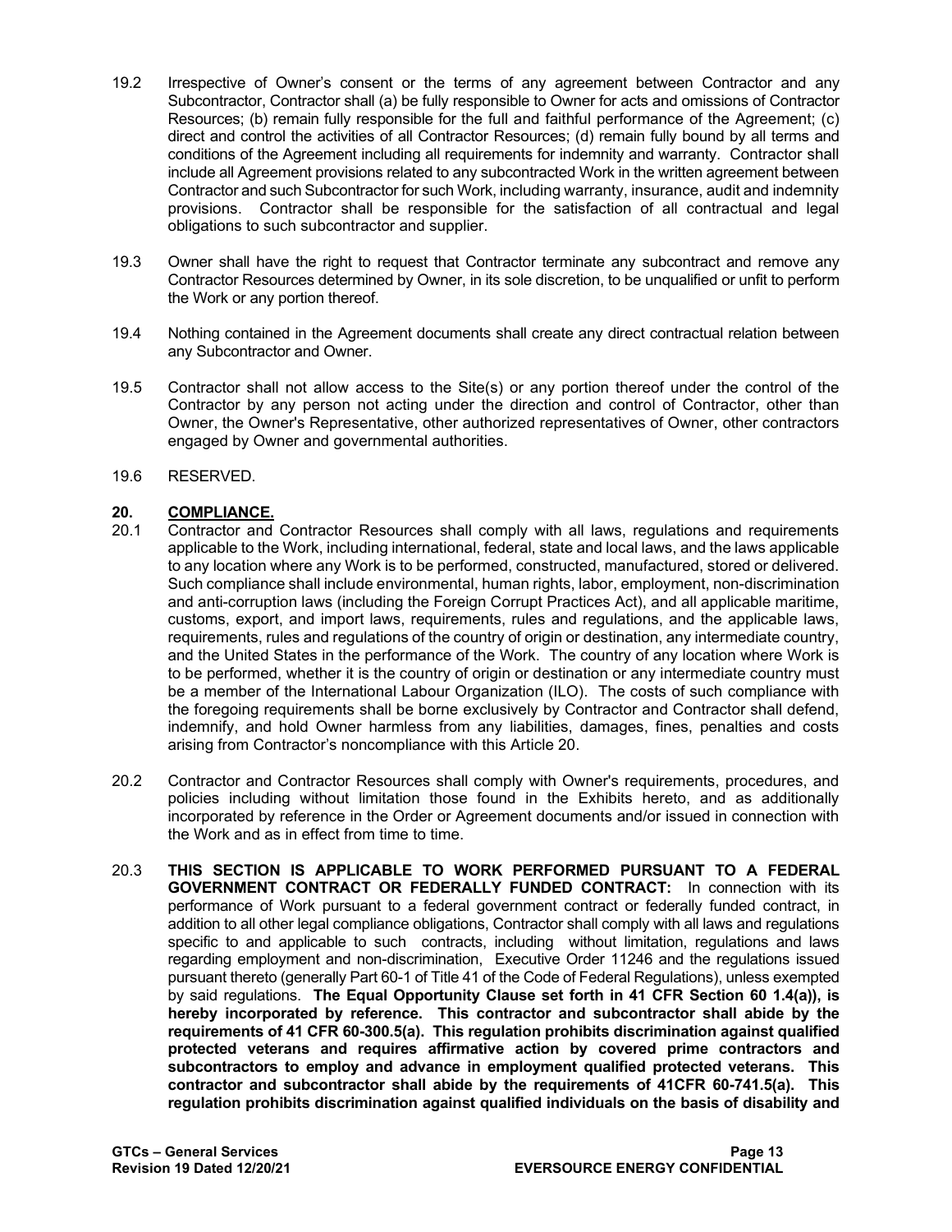19.2 Irrespective of Owner's consent or the terms of any agreement between Contractor and any Subcontractor, Contractor shall (a) be fully responsible to Owner for acts and omissions of Contractor Resources; (b) remain fully responsible for the full and faithful performance of the Agreement; (c) direct and control the activities of all Contractor Resources; (d) remain fully bound by all terms and conditions of the Agreement including all requirements for indemnity and warranty. Contractor shall include all Agreement provisions related to any subcontracted Work in the written agreement between Contractor and such Subcontractor for such Work, including warranty, insurance, audit and indemnity provisions. Contractor shall be responsible for the satisfaction of all contractual and legal obligations to such subcontractor and supplier.

19.3 Owner shall have the right to request that Contractor terminate any subcontract and remove any Contractor Resources determined by Owner, in its sole discretion, to be unqualified or unfit to perform the Work or any portion thereof.

19.4 Nothing contained in the Agreement documents shall create any direct contractual relation between any Subcontractor and Owner.

19.5 Contractor shall not allow access to the Site(s) or any portion thereof under the control of the Contractor by any person not acting under the direction and control of Contractor, other than Owner, the Owner's Representative, other authorized representatives of Owner, other contractors engaged by Owner and governmental authorities.

19.6 RESERVED.

## 20. COMPLIANCE.

20.1 Contractor and Contractor Resources shall comply with all laws, regulations and requirements applicable to the Work, including international, federal, state and local laws, and the laws applicable to any location where any Work is to be performed, constructed, manufactured, stored or delivered. Such compliance shall include environmental, human rights, labor, employment, non-discrimination and anti-corruption laws (including the Foreign Corrupt Practices Act), and all applicable maritime, customs, export, and import laws, requirements, rules and regulations, and the applicable laws, requirements, rules and regulations of the country of origin or destination, any intermediate country, and the United States in the performance of the Work. The country of any location where Work is to be performed, whether it is the country of origin or destination or any intermediate country must be a member of the International Labour Organization (ILO). The costs of such compliance with the foregoing requirements shall be borne exclusively by Contractor and Contractor shall defend, indemnify, and hold Owner harmless from any liabilities, damages, fines, penalties and costs arising from Contractor's noncompliance with this Article 20.

20.2 Contractor and Contractor Resources shall comply with Owner's requirements, procedures, and policies including without limitation those found in the Exhibits hereto, and as additionally incorporated by reference in the Order or Agreement documents and/or issued in connection with the Work and as in effect from time to time.

20.3 **THIS SECTION IS APPLICABLE TO WORK PERFORMED PURSUANT TO A FEDERAL GOVERNMENT CONTRACT OR FEDERALLY FUNDED CONTRACT:** In connection with its performance of Work pursuant to a federal government contract or federally funded contract, in addition to all other legal compliance obligations, Contractor shall comply with all laws and regulations specific to and applicable to such contracts, including without limitation, regulations and laws regarding employment and non-discrimination, Executive Order 11246 and the regulations issued pursuant thereto (generally Part 60-1 of Title 41 of the Code of Federal Regulations), unless exempted by said regulations. **The Equal Opportunity Clause set forth in 41 CFR Section 60 1.4(a)), is hereby incorporated by reference. This contractor and subcontractor shall abide by the requirements of 41 CFR 60-300.5(a). This regulation prohibits discrimination against qualified protected veterans and requires affirmative action by covered prime contractors and subcontractors to employ and advance in employment qualified protected veterans. This contractor and subcontractor shall abide by the requirements of 41CFR 60-741.5(a). This regulation prohibits discrimination against qualified individuals on the basis of disability and**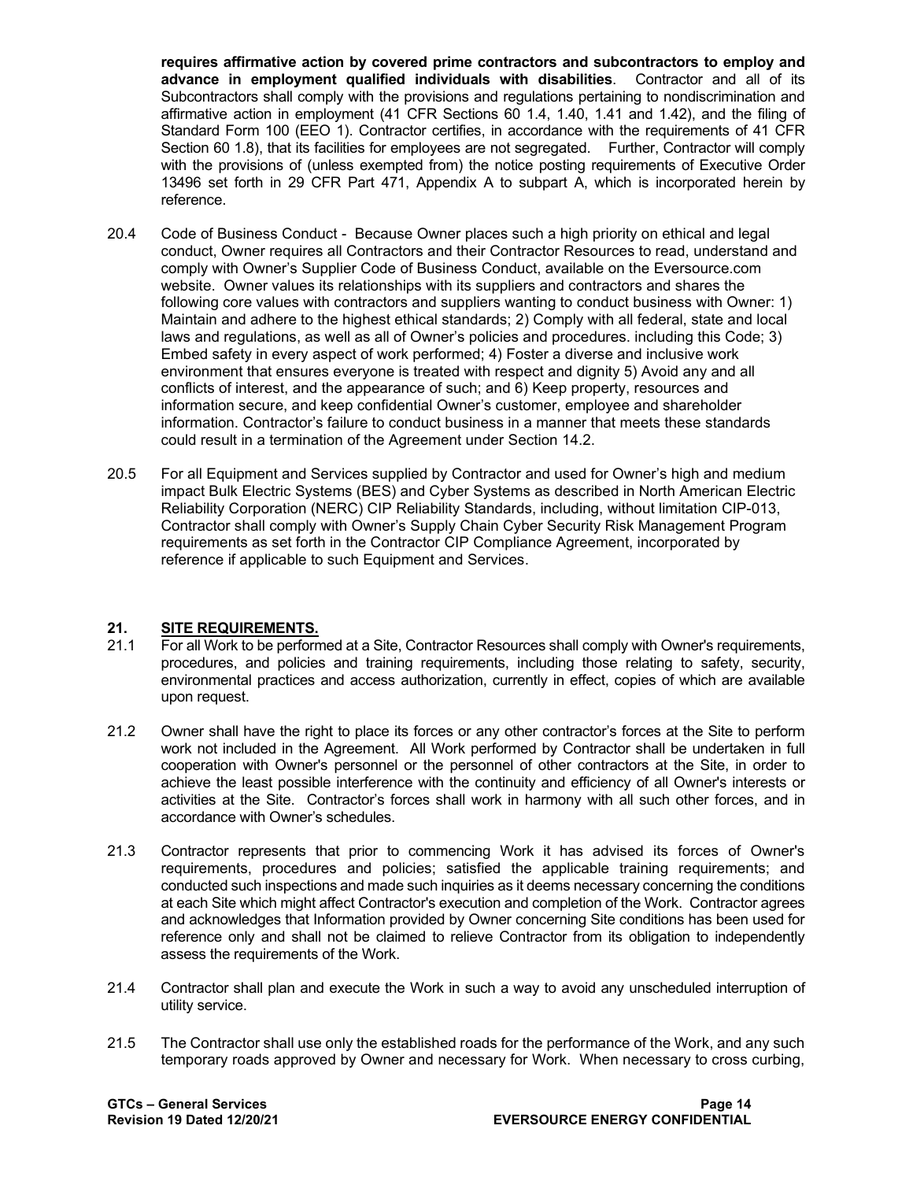**requires affirmative action by covered prime contractors and subcontractors to employ and advance in employment qualified individuals with disabilities**. Contractor and all of its Subcontractors shall comply with the provisions and regulations pertaining to nondiscrimination and affirmative action in employment (41 CFR Sections 60 1.4, 1.40, 1.41 and 1.42), and the filing of Standard Form 100 (EEO 1). Contractor certifies, in accordance with the requirements of 41 CFR Section 60 1.8), that its facilities for employees are not segregated. Further, Contractor will comply with the provisions of (unless exempted from) the notice posting requirements of Executive Order 13496 set forth in 29 CFR Part 471, Appendix A to subpart A, which is incorporated herein by reference.

20.4 Code of Business Conduct - Because Owner places such a high priority on ethical and legal conduct, Owner requires all Contractors and their Contractor Resources to read, understand and comply with Owner's Supplier Code of Business Conduct, available on the Eversource.com website. Owner values its relationships with its suppliers and contractors and shares the following core values with contractors and suppliers wanting to conduct business with Owner: 1) Maintain and adhere to the highest ethical standards; 2) Comply with all federal, state and local laws and regulations, as well as all of Owner's policies and procedures. including this Code; 3) Embed safety in every aspect of work performed; 4) Foster a diverse and inclusive work environment that ensures everyone is treated with respect and dignity 5) Avoid any and all conflicts of interest, and the appearance of such; and 6) Keep property, resources and information secure, and keep confidential Owner's customer, employee and shareholder information. Contractor's failure to conduct business in a manner that meets these standards could result in a termination of the Agreement under Section 14.2.

20.5 For all Equipment and Services supplied by Contractor and used for Owner's high and medium impact Bulk Electric Systems (BES) and Cyber Systems as described in North American Electric Reliability Corporation (NERC) CIP Reliability Standards, including, without limitation CIP-013, Contractor shall comply with Owner's Supply Chain Cyber Security Risk Management Program requirements as set forth in the Contractor CIP Compliance Agreement, incorporated by reference if applicable to such Equipment and Services.

## 21. SITE REQUIREMENTS.

21.1 For all Work to be performed at a Site, Contractor Resources shall comply with Owner's requirements, procedures, and policies and training requirements, including those relating to safety, security, environmental practices and access authorization, currently in effect, copies of which are available upon request.

21.2 Owner shall have the right to place its forces or any other contractor's forces at the Site to perform work not included in the Agreement. All Work performed by Contractor shall be undertaken in full cooperation with Owner's personnel or the personnel of other contractors at the Site, in order to achieve the least possible interference with the continuity and efficiency of all Owner's interests or activities at the Site. Contractor's forces shall work in harmony with all such other forces, and in accordance with Owner's schedules.

21.3 Contractor represents that prior to commencing Work it has advised its forces of Owner's requirements, procedures and policies; satisfied the applicable training requirements; and conducted such inspections and made such inquiries as it deems necessary concerning the conditions at each Site which might affect Contractor's execution and completion of the Work. Contractor agrees and acknowledges that Information provided by Owner concerning Site conditions has been used for reference only and shall not be claimed to relieve Contractor from its obligation to independently assess the requirements of the Work.

21.4 Contractor shall plan and execute the Work in such a way to avoid any unscheduled interruption of utility service.

21.5 The Contractor shall use only the established roads for the performance of the Work, and any such temporary roads approved by Owner and necessary for Work. When necessary to cross curbing,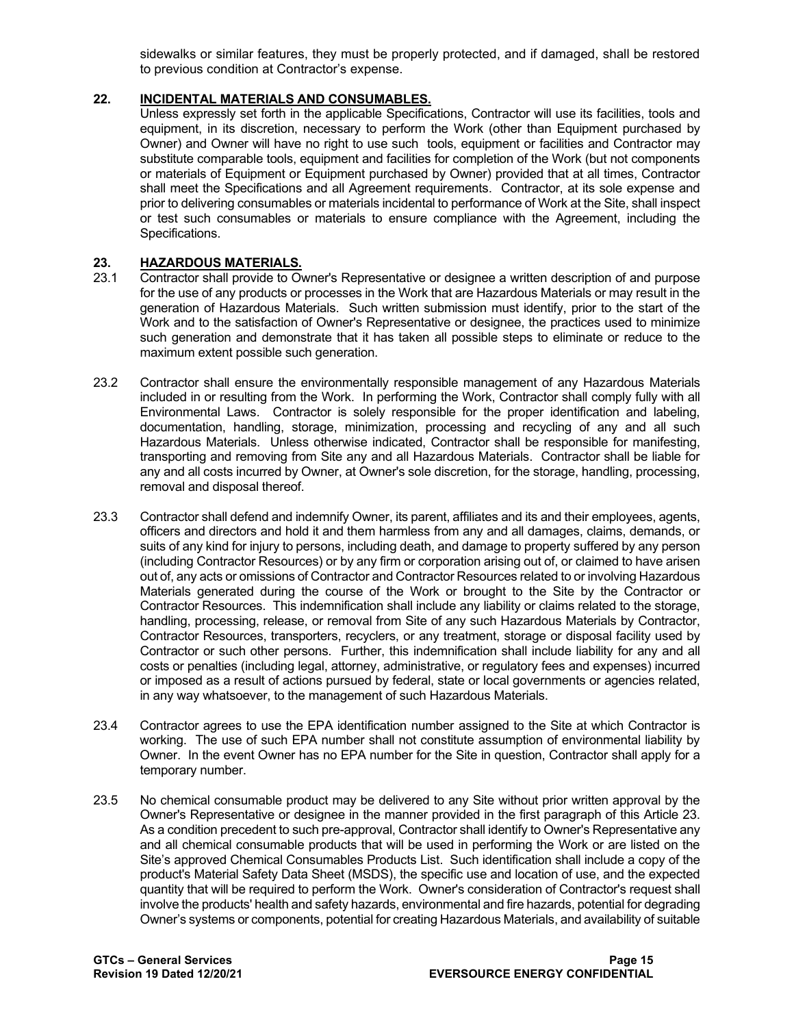sidewalks or similar features, they must be properly protected, and if damaged, shall be restored to previous condition at Contractor's expense.

## 22. INCIDENTAL MATERIALS AND CONSUMABLES.

Unless expressly set forth in the applicable Specifications, Contractor will use its facilities, tools and equipment, in its discretion, necessary to perform the Work (other than Equipment purchased by Owner) and Owner will have no right to use such tools, equipment or facilities and Contractor may substitute comparable tools, equipment and facilities for completion of the Work (but not components or materials of Equipment or Equipment purchased by Owner) provided that at all times, Contractor shall meet the Specifications and all Agreement requirements. Contractor, at its sole expense and prior to delivering consumables or materials incidental to performance of Work at the Site, shall inspect or test such consumables or materials to ensure compliance with the Agreement, including the Specifications.

## 23. HAZARDOUS MATERIALS.

23.1 Contractor shall provide to Owner's Representative or designee a written description of and purpose for the use of any products or processes in the Work that are Hazardous Materials or may result in the generation of Hazardous Materials. Such written submission must identify, prior to the start of the Work and to the satisfaction of Owner's Representative or designee, the practices used to minimize such generation and demonstrate that it has taken all possible steps to eliminate or reduce to the maximum extent possible such generation.

23.2 Contractor shall ensure the environmentally responsible management of any Hazardous Materials included in or resulting from the Work. In performing the Work, Contractor shall comply fully with all Environmental Laws. Contractor is solely responsible for the proper identification and labeling, documentation, handling, storage, minimization, processing and recycling of any and all such Hazardous Materials. Unless otherwise indicated, Contractor shall be responsible for manifesting, transporting and removing from Site any and all Hazardous Materials. Contractor shall be liable for any and all costs incurred by Owner, at Owner's sole discretion, for the storage, handling, processing, removal and disposal thereof.

23.3 Contractor shall defend and indemnify Owner, its parent, affiliates and its and their employees, agents, officers and directors and hold it and them harmless from any and all damages, claims, demands, or suits of any kind for injury to persons, including death, and damage to property suffered by any person (including Contractor Resources) or by any firm or corporation arising out of, or claimed to have arisen out of, any acts or omissions of Contractor and Contractor Resources related to or involving Hazardous Materials generated during the course of the Work or brought to the Site by the Contractor or Contractor Resources. This indemnification shall include any liability or claims related to the storage, handling, processing, release, or removal from Site of any such Hazardous Materials by Contractor, Contractor Resources, transporters, recyclers, or any treatment, storage or disposal facility used by Contractor or such other persons. Further, this indemnification shall include liability for any and all costs or penalties (including legal, attorney, administrative, or regulatory fees and expenses) incurred or imposed as a result of actions pursued by federal, state or local governments or agencies related, in any way whatsoever, to the management of such Hazardous Materials.

23.4 Contractor agrees to use the EPA identification number assigned to the Site at which Contractor is working. The use of such EPA number shall not constitute assumption of environmental liability by Owner. In the event Owner has no EPA number for the Site in question, Contractor shall apply for a temporary number.

23.5 No chemical consumable product may be delivered to any Site without prior written approval by the Owner's Representative or designee in the manner provided in the first paragraph of this Article 23. As a condition precedent to such pre-approval, Contractor shall identify to Owner's Representative any and all chemical consumable products that will be used in performing the Work or are listed on the Site's approved Chemical Consumables Products List. Such identification shall include a copy of the product's Material Safety Data Sheet (MSDS), the specific use and location of use, and the expected quantity that will be required to perform the Work. Owner's consideration of Contractor's request shall involve the products' health and safety hazards, environmental and fire hazards, potential for degrading Owner's systems or components, potential for creating Hazardous Materials, and availability of suitable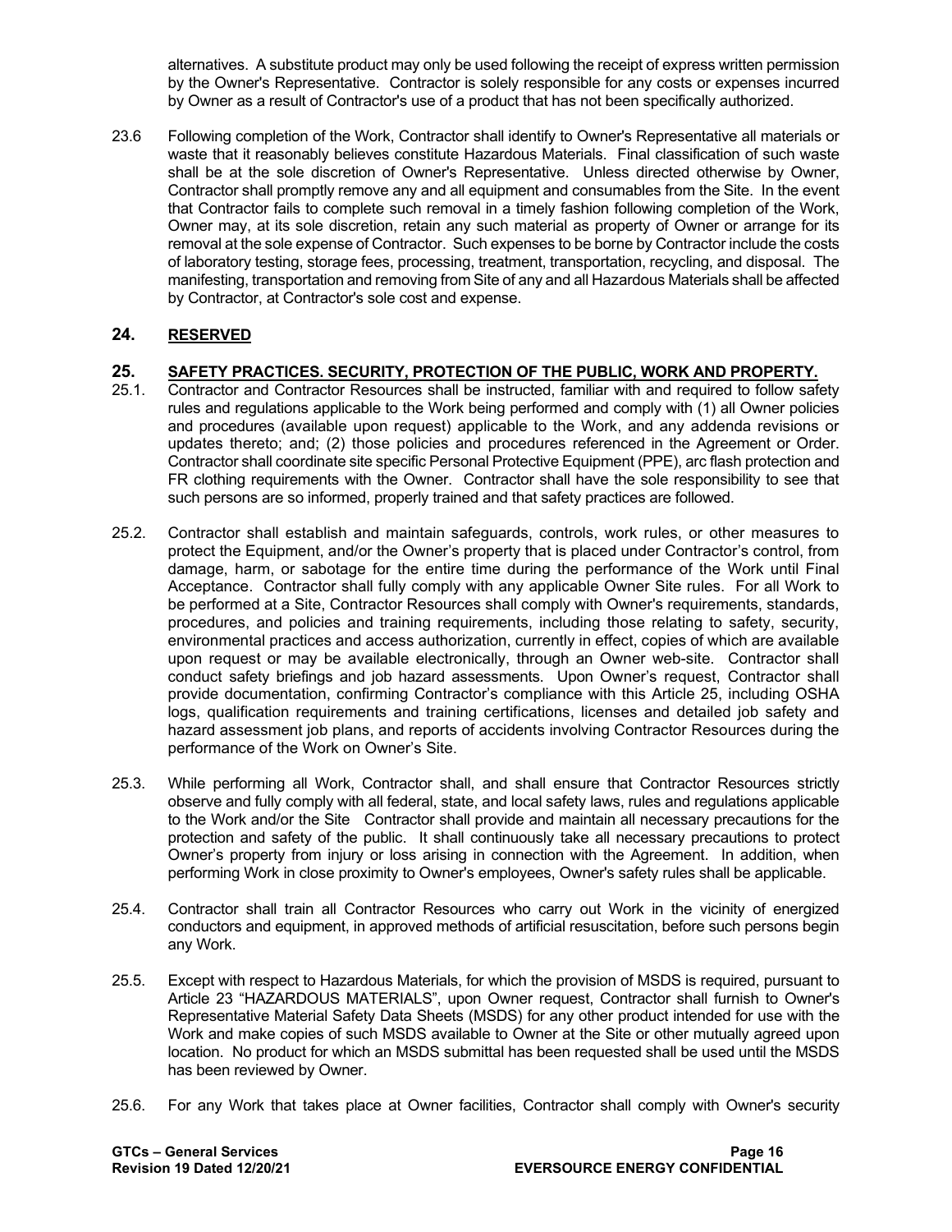alternatives. A substitute product may only be used following the receipt of express written permission by the Owner's Representative. Contractor is solely responsible for any costs or expenses incurred by Owner as a result of Contractor's use of a product that has not been specifically authorized.

23.6 Following completion of the Work, Contractor shall identify to Owner's Representative all materials or waste that it reasonably believes constitute Hazardous Materials. Final classification of such waste shall be at the sole discretion of Owner's Representative. Unless directed otherwise by Owner, Contractor shall promptly remove any and all equipment and consumables from the Site. In the event that Contractor fails to complete such removal in a timely fashion following completion of the Work, Owner may, at its sole discretion, retain any such material as property of Owner or arrange for its removal at the sole expense of Contractor. Such expenses to be borne by Contractor include the costs of laboratory testing, storage fees, processing, treatment, transportation, recycling, and disposal. The manifesting, transportation and removing from Site of any and all Hazardous Materials shall be affected by Contractor, at Contractor's sole cost and expense.

## 24. <u>RESERVED</u>

## 25. <u>SAFETY PRACTICES. SECURITY, PROTECTION OF THE PUBLIC, WORK AND PROPERTY.</u>

25.1. Contractor and Contractor Resources shall be instructed, familiar with and required to follow safety rules and regulations applicable to the Work being performed and comply with (1) all Owner policies and procedures (available upon request) applicable to the Work, and any addenda revisions or updates thereto; and; (2) those policies and procedures referenced in the Agreement or Order. Contractor shall coordinate site specific Personal Protective Equipment (PPE), arc flash protection and FR clothing requirements with the Owner. Contractor shall have the sole responsibility to see that such persons are so informed, properly trained and that safety practices are followed.

25.2. Contractor shall establish and maintain safeguards, controls, work rules, or other measures to protect the Equipment, and/or the Owner's property that is placed under Contractor's control, from damage, harm, or sabotage for the entire time during the performance of the Work until Final Acceptance. Contractor shall fully comply with any applicable Owner Site rules. For all Work to be performed at a Site, Contractor Resources shall comply with Owner's requirements, standards, procedures, and policies and training requirements, including those relating to safety, security, environmental practices and access authorization, currently in effect, copies of which are available upon request or may be available electronically, through an Owner web-site. Contractor shall conduct safety briefings and job hazard assessments. Upon Owner's request, Contractor shall provide documentation, confirming Contractor's compliance with this Article 25, including OSHA logs, qualification requirements and training certifications, licenses and detailed job safety and hazard assessment job plans, and reports of accidents involving Contractor Resources during the performance of the Work on Owner's Site.

25.3. While performing all Work, Contractor shall, and shall ensure that Contractor Resources strictly observe and fully comply with all federal, state, and local safety laws, rules and regulations applicable to the Work and/or the Site Contractor shall provide and maintain all necessary precautions for the protection and safety of the public. It shall continuously take all necessary precautions to protect Owner's property from injury or loss arising in connection with the Agreement. In addition, when performing Work in close proximity to Owner's employees, Owner's safety rules shall be applicable.

25.4. Contractor shall train all Contractor Resources who carry out Work in the vicinity of energized conductors and equipment, in approved methods of artificial resuscitation, before such persons begin any Work.

25.5. Except with respect to Hazardous Materials, for which the provision of MSDS is required, pursuant to Article 23 "HAZARDOUS MATERIALS", upon Owner request, Contractor shall furnish to Owner's Representative Material Safety Data Sheets (MSDS) for any other product intended for use with the Work and make copies of such MSDS available to Owner at the Site or other mutually agreed upon location. No product for which an MSDS submittal has been requested shall be used until the MSDS has been reviewed by Owner.

25.6. For any Work that takes place at Owner facilities, Contractor shall comply with Owner's security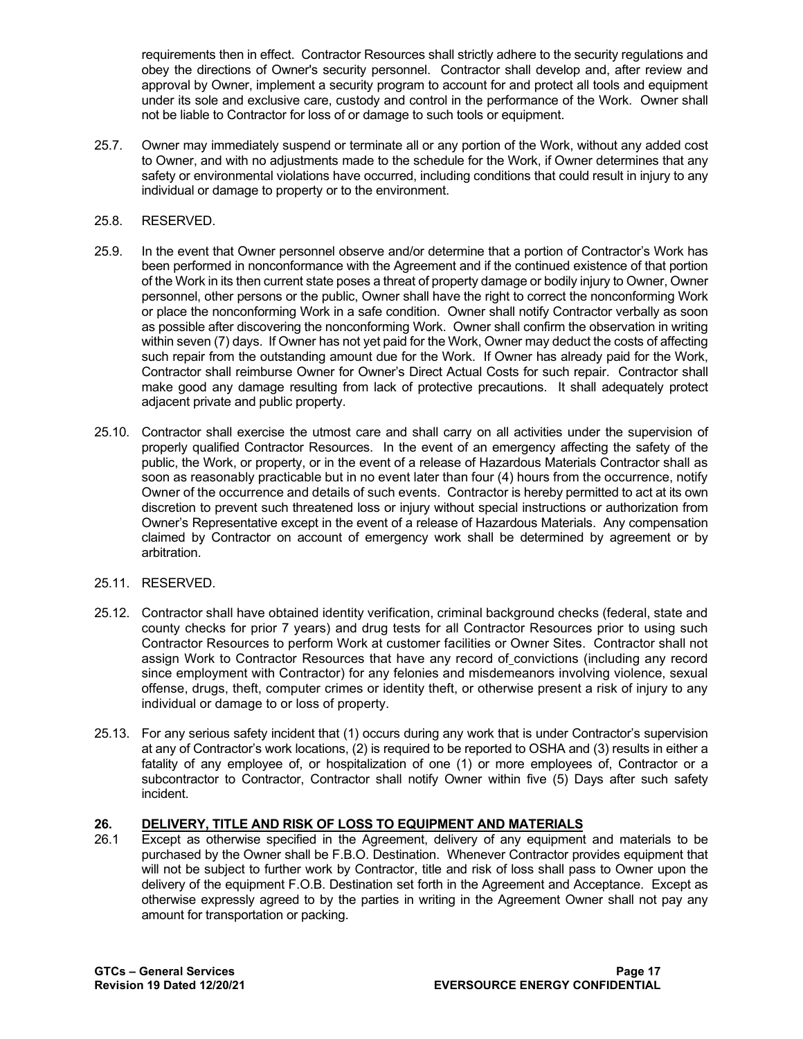requirements then in effect. Contractor Resources shall strictly adhere to the security regulations and obey the directions of Owner's security personnel. Contractor shall develop and, after review and approval by Owner, implement a security program to account for and protect all tools and equipment under its sole and exclusive care, custody and control in the performance of the Work. Owner shall not be liable to Contractor for loss of or damage to such tools or equipment.

25.7. Owner may immediately suspend or terminate all or any portion of the Work, without any added cost to Owner, and with no adjustments made to the schedule for the Work, if Owner determines that any safety or environmental violations have occurred, including conditions that could result in injury to any individual or damage to property or to the environment.

25.8. RESERVED.

25.9. In the event that Owner personnel observe and/or determine that a portion of Contractor's Work has been performed in nonconformance with the Agreement and if the continued existence of that portion of the Work in its then current state poses a threat of property damage or bodily injury to Owner, Owner personnel, other persons or the public, Owner shall have the right to correct the nonconforming Work or place the nonconforming Work in a safe condition. Owner shall notify Contractor verbally as soon as possible after discovering the nonconforming Work. Owner shall confirm the observation in writing within seven (7) days. If Owner has not yet paid for the Work, Owner may deduct the costs of affecting such repair from the outstanding amount due for the Work. If Owner has already paid for the Work, Contractor shall reimburse Owner for Owner's Direct Actual Costs for such repair. Contractor shall make good any damage resulting from lack of protective precautions. It shall adequately protect adjacent private and public property.

25.10. Contractor shall exercise the utmost care and shall carry on all activities under the supervision of properly qualified Contractor Resources. In the event of an emergency affecting the safety of the public, the Work, or property, or in the event of a release of Hazardous Materials Contractor shall as soon as reasonably practicable but in no event later than four (4) hours from the occurrence, notify Owner of the occurrence and details of such events. Contractor is hereby permitted to act at its own discretion to prevent such threatened loss or injury without special instructions or authorization from Owner's Representative except in the event of a release of Hazardous Materials. Any compensation claimed by Contractor on account of emergency work shall be determined by agreement or by arbitration.

25.11. RESERVED.

25.12. Contractor shall have obtained identity verification, criminal background checks (federal, state and county checks for prior 7 years) and drug tests for all Contractor Resources prior to using such Contractor Resources to perform Work at customer facilities or Owner Sites. Contractor shall not assign Work to Contractor Resources that have any record of convictions (including any record since employment with Contractor) for any felonies and misdemeanors involving violence, sexual offense, drugs, theft, computer crimes or identity theft, or otherwise present a risk of injury to any individual or damage to or loss of property.

25.13. For any serious safety incident that (1) occurs during any work that is under Contractor's supervision at any of Contractor's work locations, (2) is required to be reported to OSHA and (3) results in either a fatality of any employee of, or hospitalization of one (1) or more employees of, Contractor or a subcontractor to Contractor, Contractor shall notify Owner within five (5) Days after such safety incident.

## 26. DELIVERY, TITLE AND RISK OF LOSS TO EQUIPMENT AND MATERIALS

26.1 Except as otherwise specified in the Agreement, delivery of any equipment and materials to be purchased by the Owner shall be F.B.O. Destination. Whenever Contractor provides equipment that will not be subject to further work by Contractor, title and risk of loss shall pass to Owner upon the delivery of the equipment F.O.B. Destination set forth in the Agreement and Acceptance. Except as otherwise expressly agreed to by the parties in writing in the Agreement Owner shall not pay any amount for transportation or packing.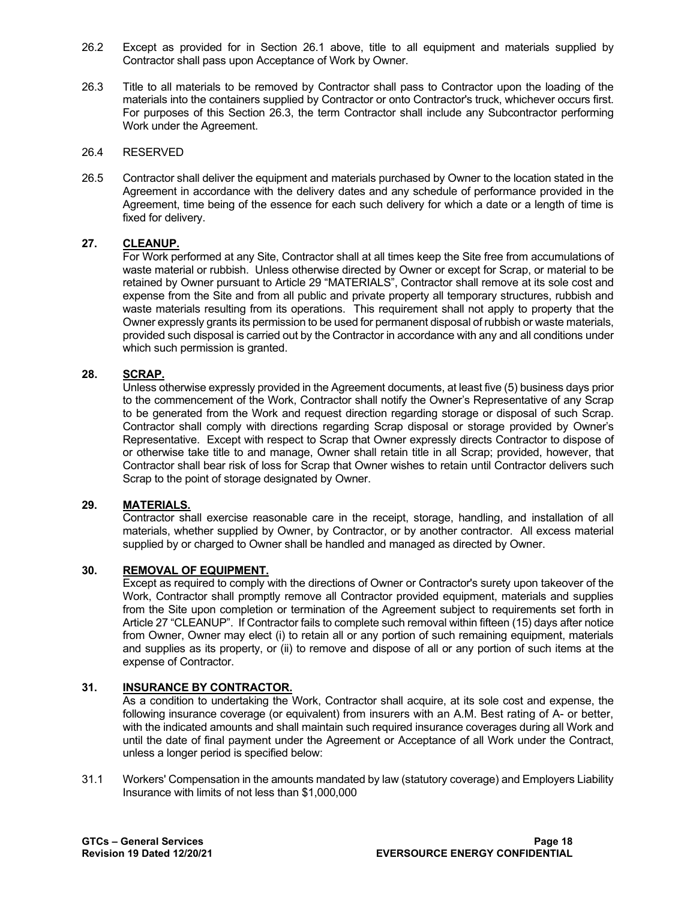26.2 Except as provided for in Section 26.1 above, title to all equipment and materials supplied by Contractor shall pass upon Acceptance of Work by Owner.

26.3 Title to all materials to be removed by Contractor shall pass to Contractor upon the loading of the materials into the containers supplied by Contractor or onto Contractor's truck, whichever occurs first. For purposes of this Section 26.3, the term Contractor shall include any Subcontractor performing Work under the Agreement.

26.4 RESERVED

26.5 Contractor shall deliver the equipment and materials purchased by Owner to the location stated in the Agreement in accordance with the delivery dates and any schedule of performance provided in the Agreement, time being of the essence for each such delivery for which a date or a length of time is fixed for delivery.

## 27. CLEANUP.

For Work performed at any Site, Contractor shall at all times keep the Site free from accumulations of waste material or rubbish. Unless otherwise directed by Owner or except for Scrap, or material to be retained by Owner pursuant to Article 29 "MATERIALS", Contractor shall remove at its sole cost and expense from the Site and from all public and private property all temporary structures, rubbish and waste materials resulting from its operations. This requirement shall not apply to property that the Owner expressly grants its permission to be used for permanent disposal of rubbish or waste materials, provided such disposal is carried out by the Contractor in accordance with any and all conditions under which such permission is granted.

## 28. SCRAP.

Unless otherwise expressly provided in the Agreement documents, at least five (5) business days prior to the commencement of the Work, Contractor shall notify the Owner's Representative of any Scrap to be generated from the Work and request direction regarding storage or disposal of such Scrap. Contractor shall comply with directions regarding Scrap disposal or storage provided by Owner's Representative. Except with respect to Scrap that Owner expressly directs Contractor to dispose of or otherwise take title to and manage, Owner shall retain title in all Scrap; provided, however, that Contractor shall bear risk of loss for Scrap that Owner wishes to retain until Contractor delivers such Scrap to the point of storage designated by Owner.

## 29. MATERIALS.

Contractor shall exercise reasonable care in the receipt, storage, handling, and installation of all materials, whether supplied by Owner, by Contractor, or by another contractor. All excess material supplied by or charged to Owner shall be handled and managed as directed by Owner.

## 30. REMOVAL OF EQUIPMENT.

Except as required to comply with the directions of Owner or Contractor's surety upon takeover of the Work, Contractor shall promptly remove all Contractor provided equipment, materials and supplies from the Site upon completion or termination of the Agreement subject to requirements set forth in Article 27 "CLEANUP". If Contractor fails to complete such removal within fifteen (15) days after notice from Owner, Owner may elect (i) to retain all or any portion of such remaining equipment, materials and supplies as its property, or (ii) to remove and dispose of all or any portion of such items at the expense of Contractor.

## 31. INSURANCE BY CONTRACTOR.

As a condition to undertaking the Work, Contractor shall acquire, at its sole cost and expense, the following insurance coverage (or equivalent) from insurers with an A.M. Best rating of A- or better, with the indicated amounts and shall maintain such required insurance coverages during all Work and until the date of final payment under the Agreement or Acceptance of all Work under the Contract, unless a longer period is specified below:

31.1 Workers' Compensation in the amounts mandated by law (statutory coverage) and Employers Liability Insurance with limits of not less than $1,000,000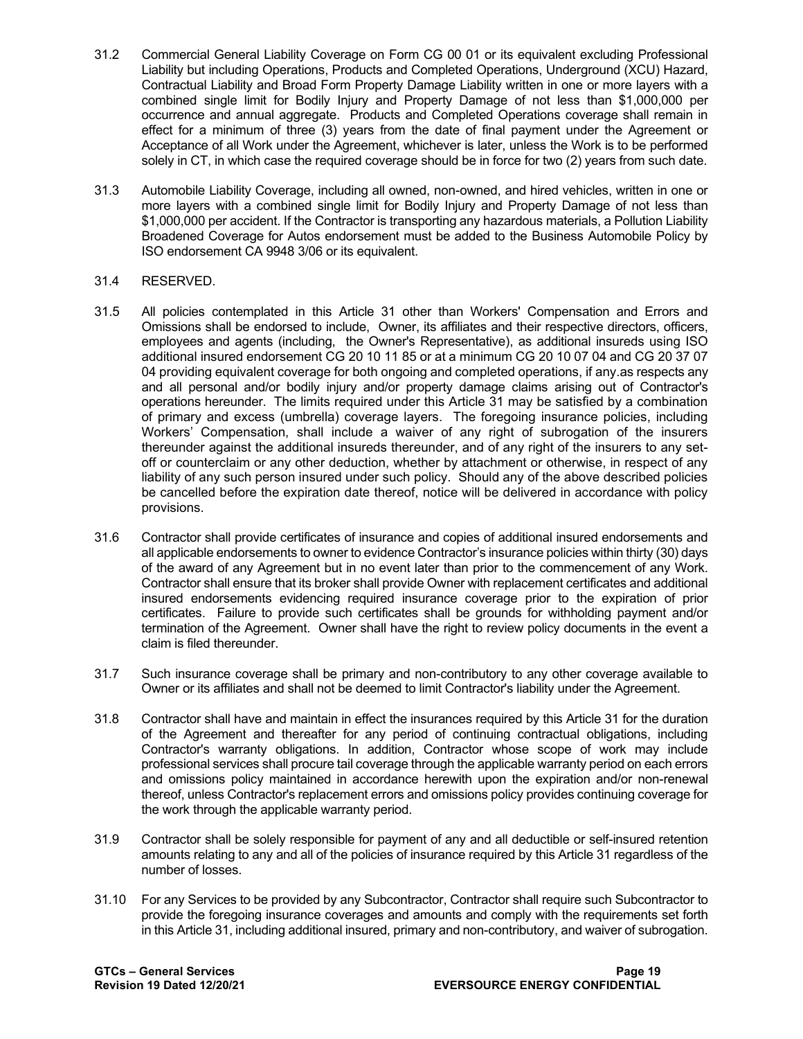31.2 Commercial General Liability Coverage on Form CG 00 01 or its equivalent excluding Professional Liability but including Operations, Products and Completed Operations, Underground (XCU) Hazard, Contractual Liability and Broad Form Property Damage Liability written in one or more layers with a combined single limit for Bodily Injury and Property Damage of not less than $1,000,000 per occurrence and annual aggregate. Products and Completed Operations coverage shall remain in effect for a minimum of three (3) years from the date of final payment under the Agreement or Acceptance of all Work under the Agreement, whichever is later, unless the Work is to be performed solely in CT, in which case the required coverage should be in force for two (2) years from such date.

31.3 Automobile Liability Coverage, including all owned, non-owned, and hired vehicles, written in one or more layers with a combined single limit for Bodily Injury and Property Damage of not less than $1,000,000 per accident. If the Contractor is transporting any hazardous materials, a Pollution Liability Broadened Coverage for Autos endorsement must be added to the Business Automobile Policy by ISO endorsement CA 9948 3/06 or its equivalent.

31.4 RESERVED.

31.5 All policies contemplated in this Article 31 other than Workers' Compensation and Errors and Omissions shall be endorsed to include, Owner, its affiliates and their respective directors, officers, employees and agents (including, the Owner's Representative), as additional insureds using ISO additional insured endorsement CG 20 10 11 85 or at a minimum CG 20 10 07 04 and CG 20 37 07 04 providing equivalent coverage for both ongoing and completed operations, if any.as respects any and all personal and/or bodily injury and/or property damage claims arising out of Contractor's operations hereunder. The limits required under this Article 31 may be satisfied by a combination of primary and excess (umbrella) coverage layers. The foregoing insurance policies, including Workers' Compensation, shall include a waiver of any right of subrogation of the insurers thereunder against the additional insureds thereunder, and of any right of the insurers to any set-off or counterclaim or any other deduction, whether by attachment or otherwise, in respect of any liability of any such person insured under such policy. Should any of the above described policies be cancelled before the expiration date thereof, notice will be delivered in accordance with policy provisions.

31.6 Contractor shall provide certificates of insurance and copies of additional insured endorsements and all applicable endorsements to owner to evidence Contractor's insurance policies within thirty (30) days of the award of any Agreement but in no event later than prior to the commencement of any Work. Contractor shall ensure that its broker shall provide Owner with replacement certificates and additional insured endorsements evidencing required insurance coverage prior to the expiration of prior certificates. Failure to provide such certificates shall be grounds for withholding payment and/or termination of the Agreement. Owner shall have the right to review policy documents in the event a claim is filed thereunder.

31.7 Such insurance coverage shall be primary and non-contributory to any other coverage available to Owner or its affiliates and shall not be deemed to limit Contractor's liability under the Agreement.

31.8 Contractor shall have and maintain in effect the insurances required by this Article 31 for the duration of the Agreement and thereafter for any period of continuing contractual obligations, including Contractor's warranty obligations. In addition, Contractor whose scope of work may include professional services shall procure tail coverage through the applicable warranty period on each errors and omissions policy maintained in accordance herewith upon the expiration and/or non-renewal thereof, unless Contractor's replacement errors and omissions policy provides continuing coverage for the work through the applicable warranty period.

31.9 Contractor shall be solely responsible for payment of any and all deductible or self-insured retention amounts relating to any and all of the policies of insurance required by this Article 31 regardless of the number of losses.

31.10 For any Services to be provided by any Subcontractor, Contractor shall require such Subcontractor to provide the foregoing insurance coverages and amounts and comply with the requirements set forth in this Article 31, including additional insured, primary and non-contributory, and waiver of subrogation.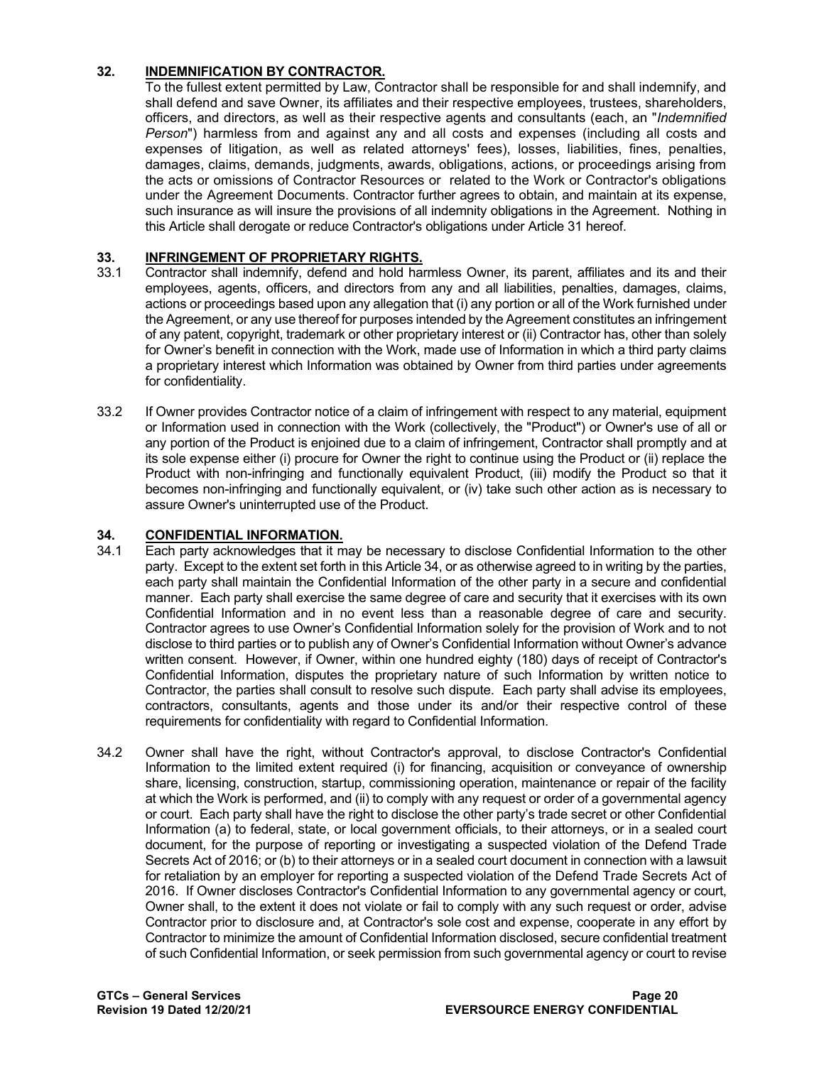**32. INDEMNIFICATION BY CONTRACTOR.**

To the fullest extent permitted by Law, Contractor shall be responsible for and shall indemnify, and shall defend and save Owner, its affiliates and their respective employees, trustees, shareholders, officers, and directors, as well as their respective agents and consultants (each, an "*Indemnified Person*") harmless from and against any and all costs and expenses (including all costs and expenses of litigation, as well as related attorneys' fees), losses, liabilities, fines, penalties, damages, claims, demands, judgments, awards, obligations, actions, or proceedings arising from the acts or omissions of Contractor Resources or related to the Work or Contractor's obligations under the Agreement Documents. Contractor further agrees to obtain, and maintain at its expense, such insurance as will insure the provisions of all indemnity obligations in the Agreement. Nothing in this Article shall derogate or reduce Contractor's obligations under Article 31 hereof.

**33. INFRINGEMENT OF PROPRIETARY RIGHTS.**

33.1 Contractor shall indemnify, defend and hold harmless Owner, its parent, affiliates and its and their employees, agents, officers, and directors from any and all liabilities, penalties, damages, claims, actions or proceedings based upon any allegation that (i) any portion or all of the Work furnished under the Agreement, or any use thereof for purposes intended by the Agreement constitutes an infringement of any patent, copyright, trademark or other proprietary interest or (ii) Contractor has, other than solely for Owner's benefit in connection with the Work, made use of Information in which a third party claims a proprietary interest which Information was obtained by Owner from third parties under agreements for confidentiality.

33.2 If Owner provides Contractor notice of a claim of infringement with respect to any material, equipment or Information used in connection with the Work (collectively, the "Product") or Owner's use of all or any portion of the Product is enjoined due to a claim of infringement, Contractor shall promptly and at its sole expense either (i) procure for Owner the right to continue using the Product or (ii) replace the Product with non-infringing and functionally equivalent Product, (iii) modify the Product so that it becomes non-infringing and functionally equivalent, or (iv) take such other action as is necessary to assure Owner's uninterrupted use of the Product.

**34. CONFIDENTIAL INFORMATION.**

34.1 Each party acknowledges that it may be necessary to disclose Confidential Information to the other party. Except to the extent set forth in this Article 34, or as otherwise agreed to in writing by the parties, each party shall maintain the Confidential Information of the other party in a secure and confidential manner. Each party shall exercise the same degree of care and security that it exercises with its own Confidential Information and in no event less than a reasonable degree of care and security. Contractor agrees to use Owner's Confidential Information solely for the provision of Work and to not disclose to third parties or to publish any of Owner's Confidential Information without Owner's advance written consent. However, if Owner, within one hundred eighty (180) days of receipt of Contractor's Confidential Information, disputes the proprietary nature of such Information by written notice to Contractor, the parties shall consult to resolve such dispute. Each party shall advise its employees, contractors, consultants, agents and those under its and/or their respective control of these requirements for confidentiality with regard to Confidential Information.

34.2 Owner shall have the right, without Contractor's approval, to disclose Contractor's Confidential Information to the limited extent required (i) for financing, acquisition or conveyance of ownership share, licensing, construction, startup, commissioning operation, maintenance or repair of the facility at which the Work is performed, and (ii) to comply with any request or order of a governmental agency or court. Each party shall have the right to disclose the other party's trade secret or other Confidential Information (a) to federal, state, or local government officials, to their attorneys, or in a sealed court document, for the purpose of reporting or investigating a suspected violation of the Defend Trade Secrets Act of 2016; or (b) to their attorneys or in a sealed court document in connection with a lawsuit for retaliation by an employer for reporting a suspected violation of the Defend Trade Secrets Act of 2016. If Owner discloses Contractor's Confidential Information to any governmental agency or court, Owner shall, to the extent it does not violate or fail to comply with any such request or order, advise Contractor prior to disclosure and, at Contractor's sole cost and expense, cooperate in any effort by Contractor to minimize the amount of Confidential Information disclosed, secure confidential treatment of such Confidential Information, or seek permission from such governmental agency or court to revise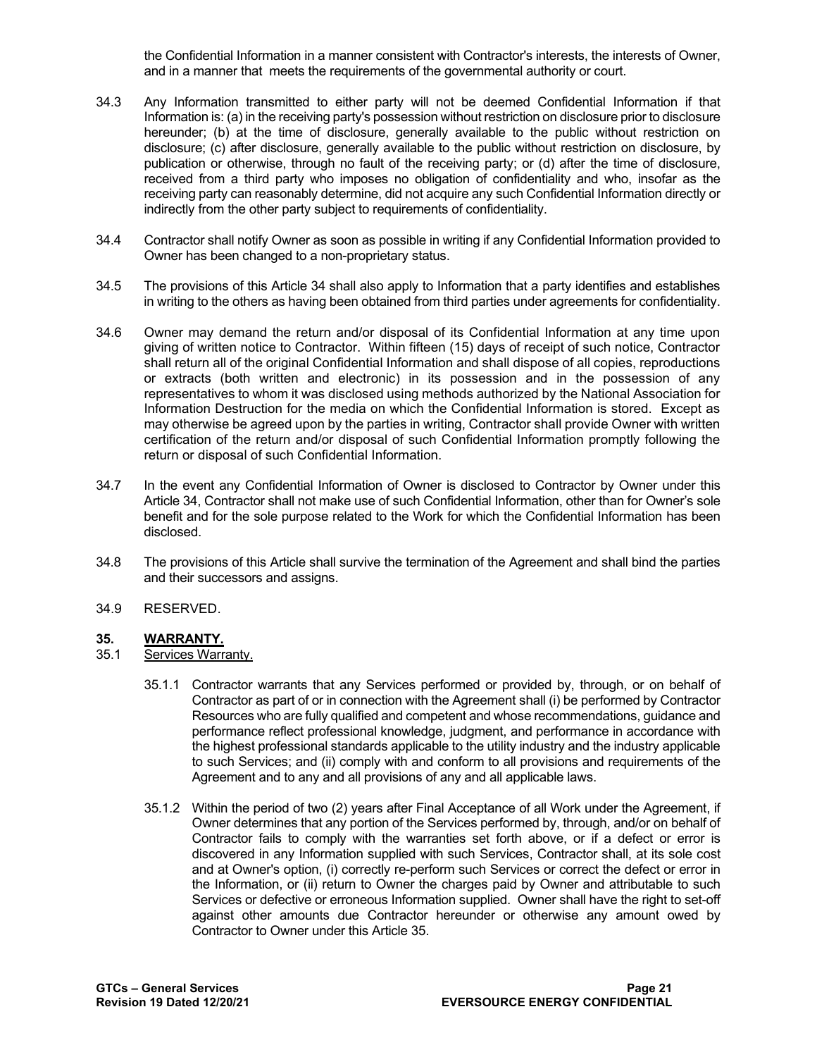the Confidential Information in a manner consistent with Contractor's interests, the interests of Owner, and in a manner that meets the requirements of the governmental authority or court.

34.3 Any Information transmitted to either party will not be deemed Confidential Information if that Information is: (a) in the receiving party's possession without restriction on disclosure prior to disclosure hereunder; (b) at the time of disclosure, generally available to the public without restriction on disclosure; (c) after disclosure, generally available to the public without restriction on disclosure, by publication or otherwise, through no fault of the receiving party; or (d) after the time of disclosure, received from a third party who imposes no obligation of confidentiality and who, insofar as the receiving party can reasonably determine, did not acquire any such Confidential Information directly or indirectly from the other party subject to requirements of confidentiality.

34.4 Contractor shall notify Owner as soon as possible in writing if any Confidential Information provided to Owner has been changed to a non-proprietary status.

34.5 The provisions of this Article 34 shall also apply to Information that a party identifies and establishes in writing to the others as having been obtained from third parties under agreements for confidentiality.

34.6 Owner may demand the return and/or disposal of its Confidential Information at any time upon giving of written notice to Contractor. Within fifteen (15) days of receipt of such notice, Contractor shall return all of the original Confidential Information and shall dispose of all copies, reproductions or extracts (both written and electronic) in its possession and in the possession of any representatives to whom it was disclosed using methods authorized by the National Association for Information Destruction for the media on which the Confidential Information is stored. Except as may otherwise be agreed upon by the parties in writing, Contractor shall provide Owner with written certification of the return and/or disposal of such Confidential Information promptly following the return or disposal of such Confidential Information.

34.7 In the event any Confidential Information of Owner is disclosed to Contractor by Owner under this Article 34, Contractor shall not make use of such Confidential Information, other than for Owner's sole benefit and for the sole purpose related to the Work for which the Confidential Information has been disclosed.

34.8 The provisions of this Article shall survive the termination of the Agreement and shall bind the parties and their successors and assigns.

34.9 RESERVED.

## 35. <u>WARRANTY.</u>

35.1 <u>Services Warranty.</u>

35.1.1 Contractor warrants that any Services performed or provided by, through, or on behalf of Contractor as part of or in connection with the Agreement shall (i) be performed by Contractor Resources who are fully qualified and competent and whose recommendations, guidance and performance reflect professional knowledge, judgment, and performance in accordance with the highest professional standards applicable to the utility industry and the industry applicable to such Services; and (ii) comply with and conform to all provisions and requirements of the Agreement and to any and all provisions of any and all applicable laws.

35.1.2 Within the period of two (2) years after Final Acceptance of all Work under the Agreement, if Owner determines that any portion of the Services performed by, through, and/or on behalf of Contractor fails to comply with the warranties set forth above, or if a defect or error is discovered in any Information supplied with such Services, Contractor shall, at its sole cost and at Owner's option, (i) correctly re-perform such Services or correct the defect or error in the Information, or (ii) return to Owner the charges paid by Owner and attributable to such Services or defective or erroneous Information supplied. Owner shall have the right to set-off against other amounts due Contractor hereunder or otherwise any amount owed by Contractor to Owner under this Article 35.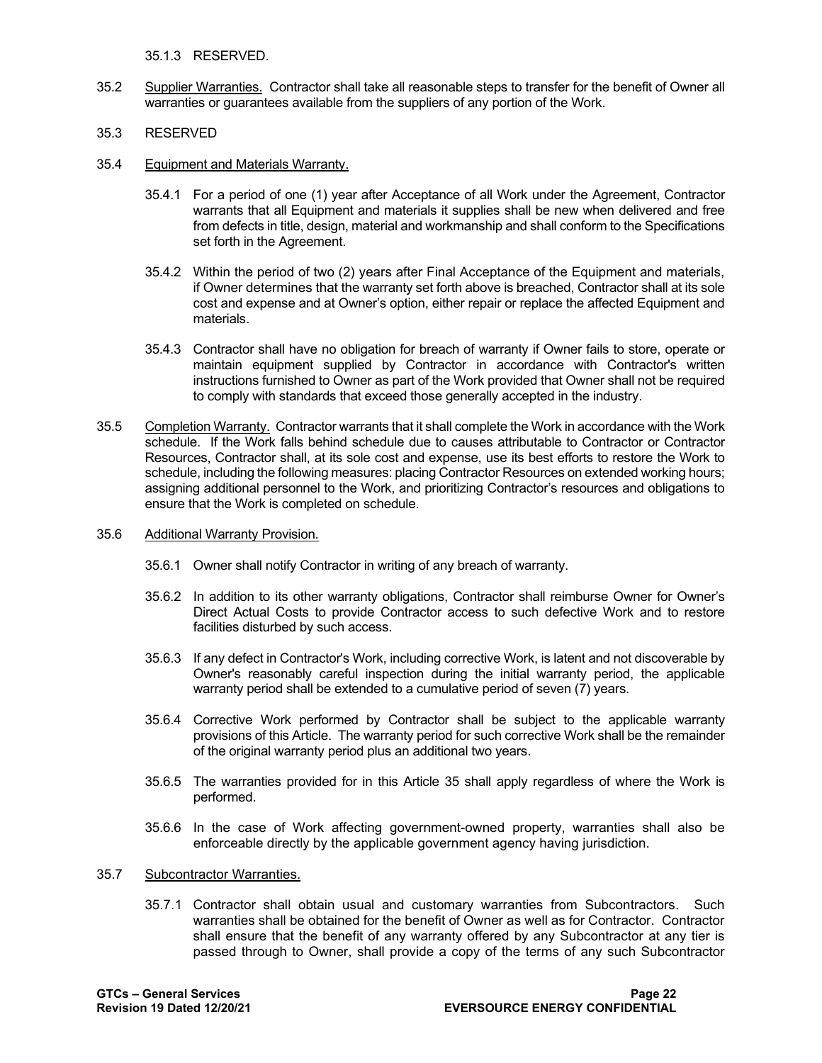35.1.3 RESERVED.

35.2 Supplier Warranties. Contractor shall take all reasonable steps to transfer for the benefit of Owner all warranties or guarantees available from the suppliers of any portion of the Work.

35.3 RESERVED

35.4 Equipment and Materials Warranty.

35.4.1 For a period of one (1) year after Acceptance of all Work under the Agreement, Contractor warrants that all Equipment and materials it supplies shall be new when delivered and free from defects in title, design, material and workmanship and shall conform to the Specifications set forth in the Agreement.

35.4.2 Within the period of two (2) years after Final Acceptance of the Equipment and materials, if Owner determines that the warranty set forth above is breached, Contractor shall at its sole cost and expense and at Owner's option, either repair or replace the affected Equipment and materials.

35.4.3 Contractor shall have no obligation for breach of warranty if Owner fails to store, operate or maintain equipment supplied by Contractor in accordance with Contractor's written instructions furnished to Owner as part of the Work provided that Owner shall not be required to comply with standards that exceed those generally accepted in the industry.

35.5 Completion Warranty. Contractor warrants that it shall complete the Work in accordance with the Work schedule. If the Work falls behind schedule due to causes attributable to Contractor or Contractor Resources, Contractor shall, at its sole cost and expense, use its best efforts to restore the Work to schedule, including the following measures: placing Contractor Resources on extended working hours; assigning additional personnel to the Work, and prioritizing Contractor's resources and obligations to ensure that the Work is completed on schedule.

35.6 Additional Warranty Provision.

35.6.1 Owner shall notify Contractor in writing of any breach of warranty.

35.6.2 In addition to its other warranty obligations, Contractor shall reimburse Owner for Owner's Direct Actual Costs to provide Contractor access to such defective Work and to restore facilities disturbed by such access.

35.6.3 If any defect in Contractor's Work, including corrective Work, is latent and not discoverable by Owner's reasonably careful inspection during the initial warranty period, the applicable warranty period shall be extended to a cumulative period of seven (7) years.

35.6.4 Corrective Work performed by Contractor shall be subject to the applicable warranty provisions of this Article. The warranty period for such corrective Work shall be the remainder of the original warranty period plus an additional two years.

35.6.5 The warranties provided for in this Article 35 shall apply regardless of where the Work is performed.

35.6.6 In the case of Work affecting government-owned property, warranties shall also be enforceable directly by the applicable government agency having jurisdiction.

35.7 Subcontractor Warranties.

35.7.1 Contractor shall obtain usual and customary warranties from Subcontractors. Such warranties shall be obtained for the benefit of Owner as well as for Contractor. Contractor shall ensure that the benefit of any warranty offered by any Subcontractor at any tier is passed through to Owner, shall provide a copy of the terms of any such Subcontractor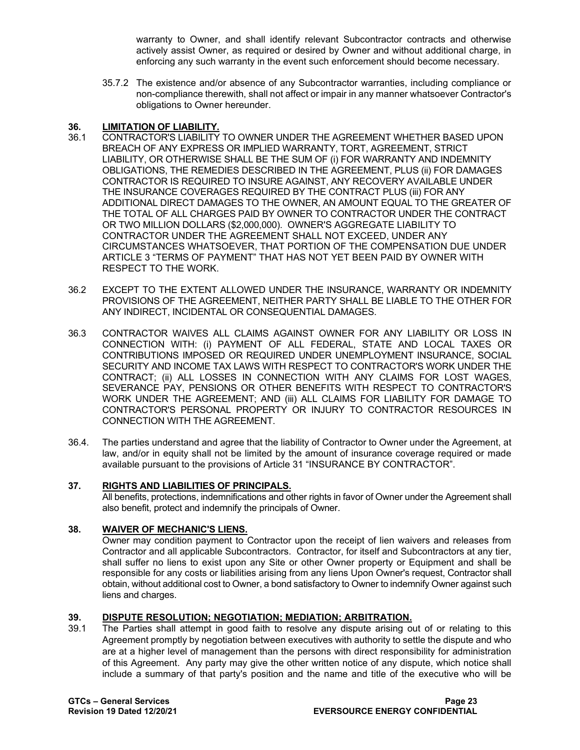warranty to Owner, and shall identify relevant Subcontractor contracts and otherwise actively assist Owner, as required or desired by Owner and without additional charge, in enforcing any such warranty in the event such enforcement should become necessary.

35.7.2 The existence and/or absence of any Subcontractor warranties, including compliance or non-compliance therewith, shall not affect or impair in any manner whatsoever Contractor's obligations to Owner hereunder.

## 36. LIMITATION OF LIABILITY.

36.1 CONTRACTOR'S LIABILITY TO OWNER UNDER THE AGREEMENT WHETHER BASED UPON BREACH OF ANY EXPRESS OR IMPLIED WARRANTY, TORT, AGREEMENT, STRICT LIABILITY, OR OTHERWISE SHALL BE THE SUM OF (i) FOR WARRANTY AND INDEMNITY OBLIGATIONS, THE REMEDIES DESCRIBED IN THE AGREEMENT, PLUS (ii) FOR DAMAGES CONTRACTOR IS REQUIRED TO INSURE AGAINST, ANY RECOVERY AVAILABLE UNDER THE INSURANCE COVERAGES REQUIRED BY THE CONTRACT PLUS (iii) FOR ANY ADDITIONAL DIRECT DAMAGES TO THE OWNER, AN AMOUNT EQUAL TO THE GREATER OF THE TOTAL OF ALL CHARGES PAID BY OWNER TO CONTRACTOR UNDER THE CONTRACT OR TWO MILLION DOLLARS ($2,000,000). OWNER'S AGGREGATE LIABILITY TO CONTRACTOR UNDER THE AGREEMENT SHALL NOT EXCEED, UNDER ANY CIRCUMSTANCES WHATSOEVER, THAT PORTION OF THE COMPENSATION DUE UNDER ARTICLE 3 "TERMS OF PAYMENT" THAT HAS NOT YET BEEN PAID BY OWNER WITH RESPECT TO THE WORK.

36.2 EXCEPT TO THE EXTENT ALLOWED UNDER THE INSURANCE, WARRANTY OR INDEMNITY PROVISIONS OF THE AGREEMENT, NEITHER PARTY SHALL BE LIABLE TO THE OTHER FOR ANY INDIRECT, INCIDENTAL OR CONSEQUENTIAL DAMAGES.

36.3 CONTRACTOR WAIVES ALL CLAIMS AGAINST OWNER FOR ANY LIABILITY OR LOSS IN CONNECTION WITH: (i) PAYMENT OF ALL FEDERAL, STATE AND LOCAL TAXES OR CONTRIBUTIONS IMPOSED OR REQUIRED UNDER UNEMPLOYMENT INSURANCE, SOCIAL SECURITY AND INCOME TAX LAWS WITH RESPECT TO CONTRACTOR'S WORK UNDER THE CONTRACT; (ii) ALL LOSSES IN CONNECTION WITH ANY CLAIMS FOR LOST WAGES, SEVERANCE PAY, PENSIONS OR OTHER BENEFITS WITH RESPECT TO CONTRACTOR'S WORK UNDER THE AGREEMENT; AND (iii) ALL CLAIMS FOR LIABILITY FOR DAMAGE TO CONTRACTOR'S PERSONAL PROPERTY OR INJURY TO CONTRACTOR RESOURCES IN CONNECTION WITH THE AGREEMENT.

36.4. The parties understand and agree that the liability of Contractor to Owner under the Agreement, at law, and/or in equity shall not be limited by the amount of insurance coverage required or made available pursuant to the provisions of Article 31 "INSURANCE BY CONTRACTOR".

## 37. RIGHTS AND LIABILITIES OF PRINCIPALS.

All benefits, protections, indemnifications and other rights in favor of Owner under the Agreement shall also benefit, protect and indemnify the principals of Owner.

## 38. WAIVER OF MECHANIC'S LIENS.

Owner may condition payment to Contractor upon the receipt of lien waivers and releases from Contractor and all applicable Subcontractors. Contractor, for itself and Subcontractors at any tier, shall suffer no liens to exist upon any Site or other Owner property or Equipment and shall be responsible for any costs or liabilities arising from any liens Upon Owner's request, Contractor shall obtain, without additional cost to Owner, a bond satisfactory to Owner to indemnify Owner against such liens and charges.

## 39. DISPUTE RESOLUTION; NEGOTIATION; MEDIATION; ARBITRATION.

39.1 The Parties shall attempt in good faith to resolve any dispute arising out of or relating to this Agreement promptly by negotiation between executives with authority to settle the dispute and who are at a higher level of management than the persons with direct responsibility for administration of this Agreement. Any party may give the other written notice of any dispute, which notice shall include a summary of that party's position and the name and title of the executive who will be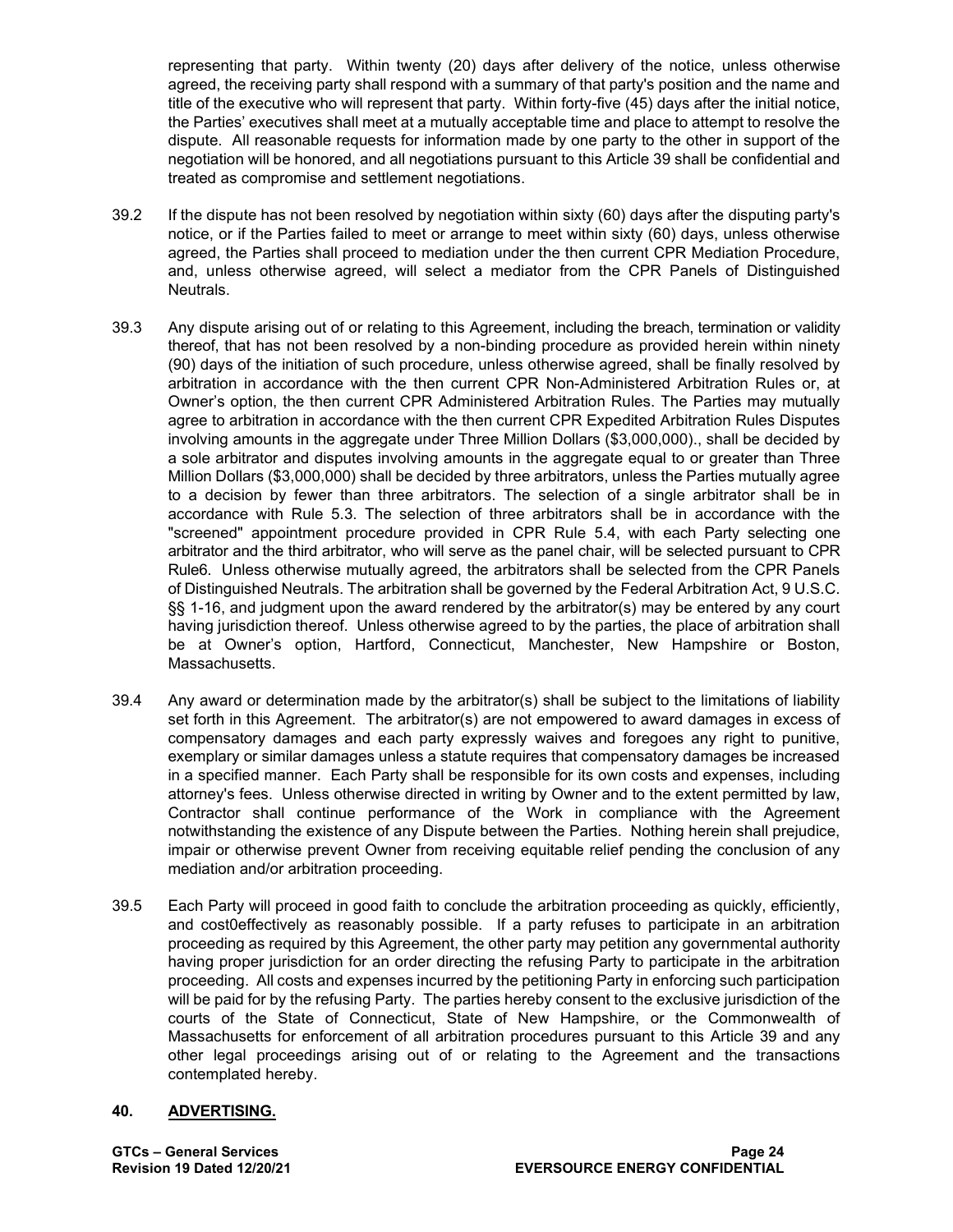representing that party. Within twenty (20) days after delivery of the notice, unless otherwise agreed, the receiving party shall respond with a summary of that party's position and the name and title of the executive who will represent that party. Within forty-five (45) days after the initial notice, the Parties' executives shall meet at a mutually acceptable time and place to attempt to resolve the dispute. All reasonable requests for information made by one party to the other in support of the negotiation will be honored, and all negotiations pursuant to this Article 39 shall be confidential and treated as compromise and settlement negotiations.

39.2 If the dispute has not been resolved by negotiation within sixty (60) days after the disputing party's notice, or if the Parties failed to meet or arrange to meet within sixty (60) days, unless otherwise agreed, the Parties shall proceed to mediation under the then current CPR Mediation Procedure, and, unless otherwise agreed, will select a mediator from the CPR Panels of Distinguished Neutrals.

39.3 Any dispute arising out of or relating to this Agreement, including the breach, termination or validity thereof, that has not been resolved by a non-binding procedure as provided herein within ninety (90) days of the initiation of such procedure, unless otherwise agreed, shall be finally resolved by arbitration in accordance with the then current CPR Non-Administered Arbitration Rules or, at Owner's option, the then current CPR Administered Arbitration Rules. The Parties may mutually agree to arbitration in accordance with the then current CPR Expedited Arbitration Rules Disputes involving amounts in the aggregate under Three Million Dollars ($3,000,000)., shall be decided by a sole arbitrator and disputes involving amounts in the aggregate equal to or greater than Three Million Dollars ($3,000,000) shall be decided by three arbitrators, unless the Parties mutually agree to a decision by fewer than three arbitrators. The selection of a single arbitrator shall be in accordance with Rule 5.3. The selection of three arbitrators shall be in accordance with the "screened" appointment procedure provided in CPR Rule 5.4, with each Party selecting one arbitrator and the third arbitrator, who will serve as the panel chair, will be selected pursuant to CPR Rule6. Unless otherwise mutually agreed, the arbitrators shall be selected from the CPR Panels of Distinguished Neutrals. The arbitration shall be governed by the Federal Arbitration Act, 9 U.S.C. §§ 1-16, and judgment upon the award rendered by the arbitrator(s) may be entered by any court having jurisdiction thereof. Unless otherwise agreed to by the parties, the place of arbitration shall be at Owner's option, Hartford, Connecticut, Manchester, New Hampshire or Boston, Massachusetts.

39.4 Any award or determination made by the arbitrator(s) shall be subject to the limitations of liability set forth in this Agreement. The arbitrator(s) are not empowered to award damages in excess of compensatory damages and each party expressly waives and foregoes any right to punitive, exemplary or similar damages unless a statute requires that compensatory damages be increased in a specified manner. Each Party shall be responsible for its own costs and expenses, including attorney's fees. Unless otherwise directed in writing by Owner and to the extent permitted by law, Contractor shall continue performance of the Work in compliance with the Agreement notwithstanding the existence of any Dispute between the Parties. Nothing herein shall prejudice, impair or otherwise prevent Owner from receiving equitable relief pending the conclusion of any mediation and/or arbitration proceeding.

39.5 Each Party will proceed in good faith to conclude the arbitration proceeding as quickly, efficiently, and cost0effectively as reasonably possible. If a party refuses to participate in an arbitration proceeding as required by this Agreement, the other party may petition any governmental authority having proper jurisdiction for an order directing the refusing Party to participate in the arbitration proceeding. All costs and expenses incurred by the petitioning Party in enforcing such participation will be paid for by the refusing Party. The parties hereby consent to the exclusive jurisdiction of the courts of the State of Connecticut, State of New Hampshire, or the Commonwealth of Massachusetts for enforcement of all arbitration procedures pursuant to this Article 39 and any other legal proceedings arising out of or relating to the Agreement and the transactions contemplated hereby.

## 40. ADVERTISING.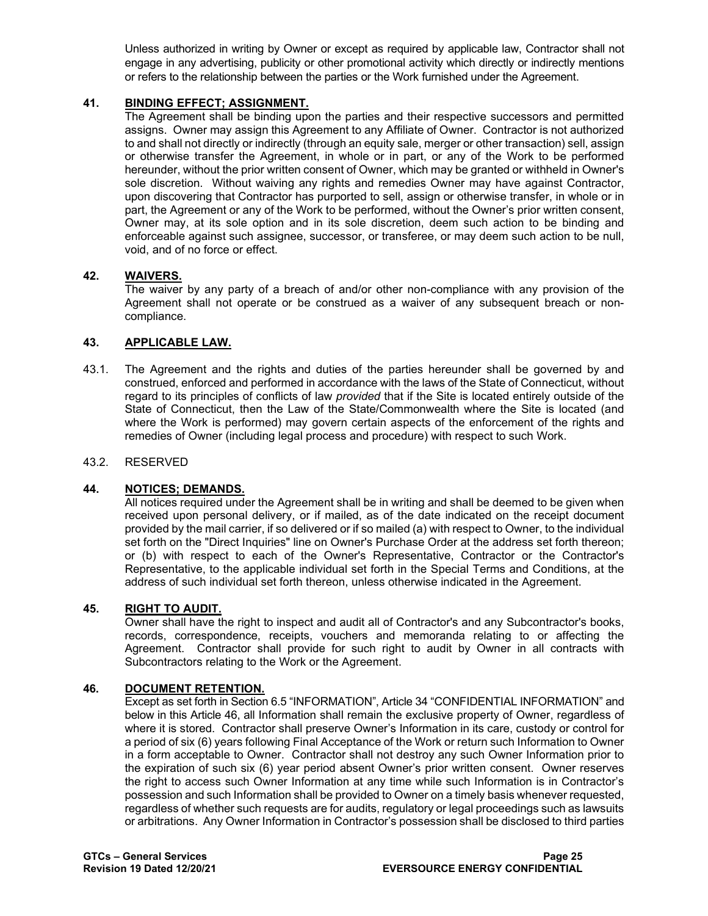Unless authorized in writing by Owner or except as required by applicable law, Contractor shall not engage in any advertising, publicity or other promotional activity which directly or indirectly mentions or refers to the relationship between the parties or the Work furnished under the Agreement.

## 41. BINDING EFFECT; ASSIGNMENT.

The Agreement shall be binding upon the parties and their respective successors and permitted assigns. Owner may assign this Agreement to any Affiliate of Owner. Contractor is not authorized to and shall not directly or indirectly (through an equity sale, merger or other transaction) sell, assign or otherwise transfer the Agreement, in whole or in part, or any of the Work to be performed hereunder, without the prior written consent of Owner, which may be granted or withheld in Owner's sole discretion. Without waiving any rights and remedies Owner may have against Contractor, upon discovering that Contractor has purported to sell, assign or otherwise transfer, in whole or in part, the Agreement or any of the Work to be performed, without the Owner's prior written consent, Owner may, at its sole option and in its sole discretion, deem such action to be binding and enforceable against such assignee, successor, or transferee, or may deem such action to be null, void, and of no force or effect.

## 42. WAIVERS.

The waiver by any party of a breach of and/or other non-compliance with any provision of the Agreement shall not operate or be construed as a waiver of any subsequent breach or non-compliance.

## 43. APPLICABLE LAW.

43.1. The Agreement and the rights and duties of the parties hereunder shall be governed by and construed, enforced and performed in accordance with the laws of the State of Connecticut, without regard to its principles of conflicts of law *provided* that if the Site is located entirely outside of the State of Connecticut, then the Law of the State/Commonwealth where the Site is located (and where the Work is performed) may govern certain aspects of the enforcement of the rights and remedies of Owner (including legal process and procedure) with respect to such Work.

43.2. RESERVED

## 44. NOTICES; DEMANDS.

All notices required under the Agreement shall be in writing and shall be deemed to be given when received upon personal delivery, or if mailed, as of the date indicated on the receipt document provided by the mail carrier, if so delivered or if so mailed (a) with respect to Owner, to the individual set forth on the "Direct Inquiries" line on Owner's Purchase Order at the address set forth thereon; or (b) with respect to each of the Owner's Representative, Contractor or the Contractor's Representative, to the applicable individual set forth in the Special Terms and Conditions, at the address of such individual set forth thereon, unless otherwise indicated in the Agreement.

## 45. RIGHT TO AUDIT.

Owner shall have the right to inspect and audit all of Contractor's and any Subcontractor's books, records, correspondence, receipts, vouchers and memoranda relating to or affecting the Agreement. Contractor shall provide for such right to audit by Owner in all contracts with Subcontractors relating to the Work or the Agreement.

## 46. DOCUMENT RETENTION.

Except as set forth in Section 6.5 "INFORMATION", Article 34 "CONFIDENTIAL INFORMATION" and below in this Article 46, all Information shall remain the exclusive property of Owner, regardless of where it is stored. Contractor shall preserve Owner's Information in its care, custody or control for a period of six (6) years following Final Acceptance of the Work or return such Information to Owner in a form acceptable to Owner. Contractor shall not destroy any such Owner Information prior to the expiration of such six (6) year period absent Owner's prior written consent. Owner reserves the right to access such Owner Information at any time while such Information is in Contractor's possession and such Information shall be provided to Owner on a timely basis whenever requested, regardless of whether such requests are for audits, regulatory or legal proceedings such as lawsuits or arbitrations. Any Owner Information in Contractor's possession shall be disclosed to third parties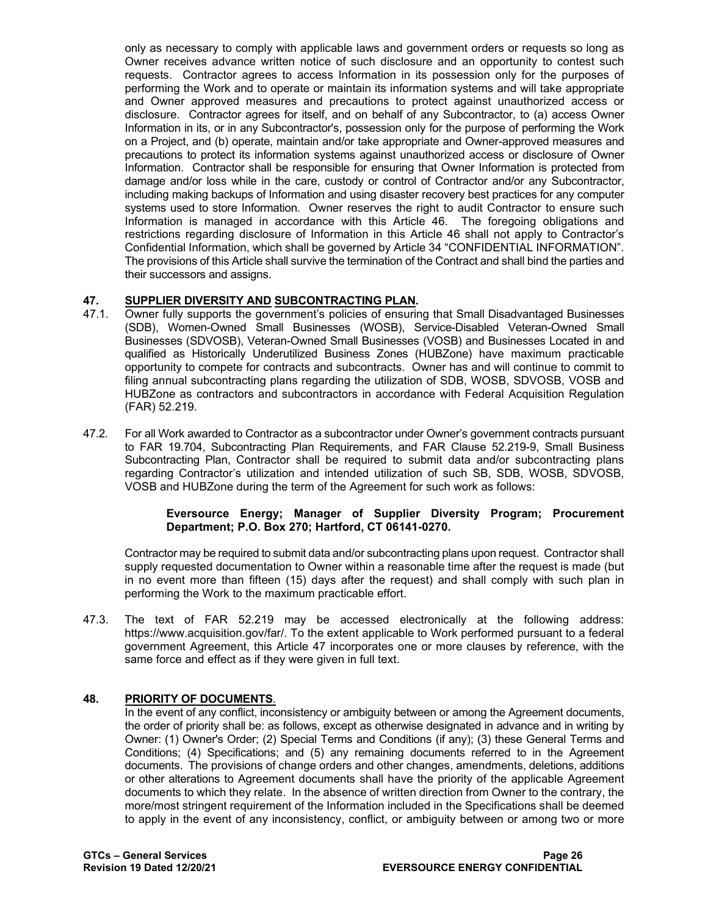only as necessary to comply with applicable laws and government orders or requests so long as Owner receives advance written notice of such disclosure and an opportunity to contest such requests. Contractor agrees to access Information in its possession only for the purposes of performing the Work and to operate or maintain its information systems and will take appropriate and Owner approved measures and precautions to protect against unauthorized access or disclosure. Contractor agrees for itself, and on behalf of any Subcontractor, to (a) access Owner Information in its, or in any Subcontractor's, possession only for the purpose of performing the Work on a Project, and (b) operate, maintain and/or take appropriate and Owner-approved measures and precautions to protect its information systems against unauthorized access or disclosure of Owner Information. Contractor shall be responsible for ensuring that Owner Information is protected from damage and/or loss while in the care, custody or control of Contractor and/or any Subcontractor, including making backups of Information and using disaster recovery best practices for any computer systems used to store Information. Owner reserves the right to audit Contractor to ensure such Information is managed in accordance with this Article 46. The foregoing obligations and restrictions regarding disclosure of Information in this Article 46 shall not apply to Contractor's Confidential Information, which shall be governed by Article 34 "CONFIDENTIAL INFORMATION". The provisions of this Article shall survive the termination of the Contract and shall bind the parties and their successors and assigns.

## 47. SUPPLIER DIVERSITY AND SUBCONTRACTING PLAN.

47.1. Owner fully supports the government's policies of ensuring that Small Disadvantaged Businesses (SDB), Women-Owned Small Businesses (WOSB), Service-Disabled Veteran-Owned Small Businesses (SDVOSB), Veteran-Owned Small Businesses (VOSB) and Businesses Located in and qualified as Historically Underutilized Business Zones (HUBZone) have maximum practicable opportunity to compete for contracts and subcontracts. Owner has and will continue to commit to filing annual subcontracting plans regarding the utilization of SDB, WOSB, SDVOSB, VOSB and HUBZone as contractors and subcontractors in accordance with Federal Acquisition Regulation (FAR) 52.219.

47.2. For all Work awarded to Contractor as a subcontractor under Owner's government contracts pursuant to FAR 19.704, Subcontracting Plan Requirements, and FAR Clause 52.219-9, Small Business Subcontracting Plan, Contractor shall be required to submit data and/or subcontracting plans regarding Contractor's utilization and intended utilization of such SB, SDB, WOSB, SDVOSB, VOSB and HUBZone during the term of the Agreement for such work as follows:

**Eversource Energy; Manager of Supplier Diversity Program; Procurement Department; P.O. Box 270; Hartford, CT 06141-0270.**

Contractor may be required to submit data and/or subcontracting plans upon request. Contractor shall supply requested documentation to Owner within a reasonable time after the request is made (but in no event more than fifteen (15) days after the request) and shall comply with such plan in performing the Work to the maximum practicable effort.

47.3. The text of FAR 52.219 may be accessed electronically at the following address: https://www.acquisition.gov/far/. To the extent applicable to Work performed pursuant to a federal government Agreement, this Article 47 incorporates one or more clauses by reference, with the same force and effect as if they were given in full text.

## 48. PRIORITY OF DOCUMENTS.

In the event of any conflict, inconsistency or ambiguity between or among the Agreement documents, the order of priority shall be: as follows, except as otherwise designated in advance and in writing by Owner: (1) Owner's Order; (2) Special Terms and Conditions (if any); (3) these General Terms and Conditions; (4) Specifications; and (5) any remaining documents referred to in the Agreement documents. The provisions of change orders and other changes, amendments, deletions, additions or other alterations to Agreement documents shall have the priority of the applicable Agreement documents to which they relate. In the absence of written direction from Owner to the contrary, the more/most stringent requirement of the Information included in the Specifications shall be deemed to apply in the event of any inconsistency, conflict, or ambiguity between or among two or more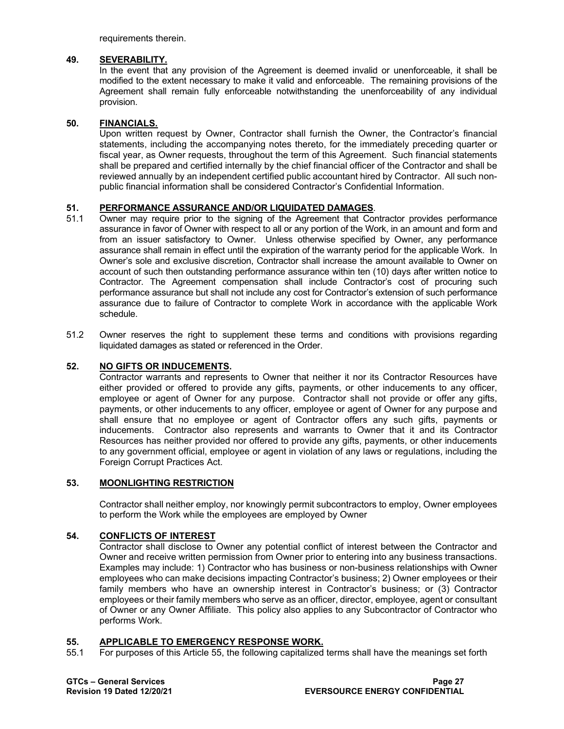requirements therein.

## 49. SEVERABILITY.

In the event that any provision of the Agreement is deemed invalid or unenforceable, it shall be modified to the extent necessary to make it valid and enforceable. The remaining provisions of the Agreement shall remain fully enforceable notwithstanding the unenforceability of any individual provision.

## 50. FINANCIALS.

Upon written request by Owner, Contractor shall furnish the Owner, the Contractor's financial statements, including the accompanying notes thereto, for the immediately preceding quarter or fiscal year, as Owner requests, throughout the term of this Agreement. Such financial statements shall be prepared and certified internally by the chief financial officer of the Contractor and shall be reviewed annually by an independent certified public accountant hired by Contractor. All such non-public financial information shall be considered Contractor's Confidential Information.

## 51. PERFORMANCE ASSURANCE AND/OR LIQUIDATED DAMAGES.

51.1 Owner may require prior to the signing of the Agreement that Contractor provides performance assurance in favor of Owner with respect to all or any portion of the Work, in an amount and form and from an issuer satisfactory to Owner. Unless otherwise specified by Owner, any performance assurance shall remain in effect until the expiration of the warranty period for the applicable Work. In Owner's sole and exclusive discretion, Contractor shall increase the amount available to Owner on account of such then outstanding performance assurance within ten (10) days after written notice to Contractor. The Agreement compensation shall include Contractor's cost of procuring such performance assurance but shall not include any cost for Contractor's extension of such performance assurance due to failure of Contractor to complete Work in accordance with the applicable Work schedule.

51.2 Owner reserves the right to supplement these terms and conditions with provisions regarding liquidated damages as stated or referenced in the Order.

## 52. NO GIFTS OR INDUCEMENTS.

Contractor warrants and represents to Owner that neither it nor its Contractor Resources have either provided or offered to provide any gifts, payments, or other inducements to any officer, employee or agent of Owner for any purpose. Contractor shall not provide or offer any gifts, payments, or other inducements to any officer, employee or agent of Owner for any purpose and shall ensure that no employee or agent of Contractor offers any such gifts, payments or inducements. Contractor also represents and warrants to Owner that it and its Contractor Resources has neither provided nor offered to provide any gifts, payments, or other inducements to any government official, employee or agent in violation of any laws or regulations, including the Foreign Corrupt Practices Act.

## 53. MOONLIGHTING RESTRICTION

Contractor shall neither employ, nor knowingly permit subcontractors to employ, Owner employees to perform the Work while the employees are employed by Owner

## 54. CONFLICTS OF INTEREST

Contractor shall disclose to Owner any potential conflict of interest between the Contractor and Owner and receive written permission from Owner prior to entering into any business transactions. Examples may include: 1) Contractor who has business or non-business relationships with Owner employees who can make decisions impacting Contractor's business; 2) Owner employees or their family members who have an ownership interest in Contractor's business; or (3) Contractor employees or their family members who serve as an officer, director, employee, agent or consultant of Owner or any Owner Affiliate. This policy also applies to any Subcontractor of Contractor who performs Work.

## 55. APPLICABLE TO EMERGENCY RESPONSE WORK.

55.1 For purposes of this Article 55, the following capitalized terms shall have the meanings set forth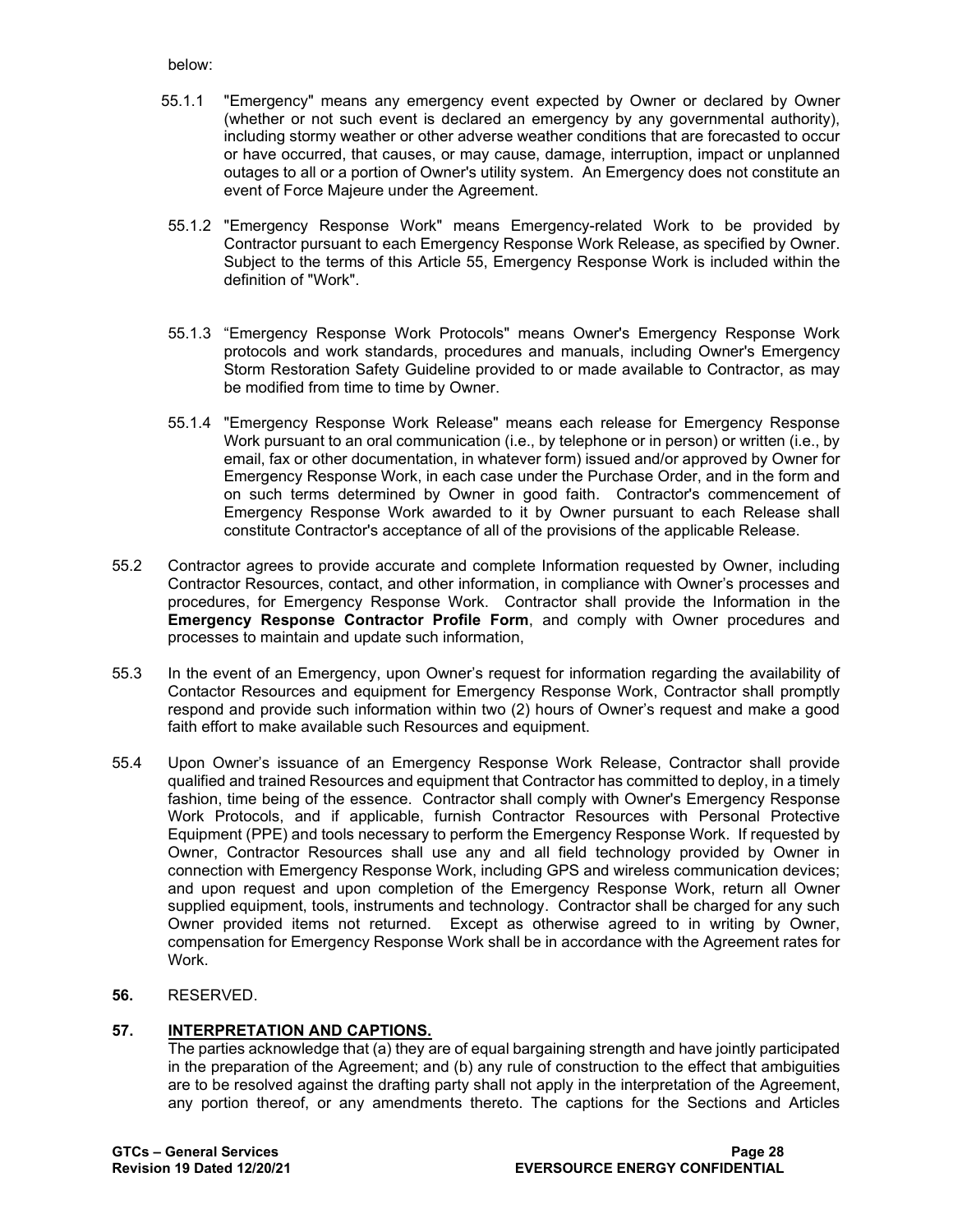below:

55.1.1 "Emergency" means any emergency event expected by Owner or declared by Owner (whether or not such event is declared an emergency by any governmental authority), including stormy weather or other adverse weather conditions that are forecasted to occur or have occurred, that causes, or may cause, damage, interruption, impact or unplanned outages to all or a portion of Owner's utility system. An Emergency does not constitute an event of Force Majeure under the Agreement.

55.1.2 "Emergency Response Work" means Emergency-related Work to be provided by Contractor pursuant to each Emergency Response Work Release, as specified by Owner. Subject to the terms of this Article 55, Emergency Response Work is included within the definition of "Work".

55.1.3 "Emergency Response Work Protocols" means Owner's Emergency Response Work protocols and work standards, procedures and manuals, including Owner's Emergency Storm Restoration Safety Guideline provided to or made available to Contractor, as may be modified from time to time by Owner.

55.1.4 "Emergency Response Work Release" means each release for Emergency Response Work pursuant to an oral communication (i.e., by telephone or in person) or written (i.e., by email, fax or other documentation, in whatever form) issued and/or approved by Owner for Emergency Response Work, in each case under the Purchase Order, and in the form and on such terms determined by Owner in good faith. Contractor's commencement of Emergency Response Work awarded to it by Owner pursuant to each Release shall constitute Contractor's acceptance of all of the provisions of the applicable Release.

55.2 Contractor agrees to provide accurate and complete Information requested by Owner, including Contractor Resources, contact, and other information, in compliance with Owner's processes and procedures, for Emergency Response Work. Contractor shall provide the Information in the **Emergency Response Contractor Profile Form**, and comply with Owner procedures and processes to maintain and update such information,

55.3 In the event of an Emergency, upon Owner's request for information regarding the availability of Contactor Resources and equipment for Emergency Response Work, Contractor shall promptly respond and provide such information within two (2) hours of Owner's request and make a good faith effort to make available such Resources and equipment.

55.4 Upon Owner's issuance of an Emergency Response Work Release, Contractor shall provide qualified and trained Resources and equipment that Contractor has committed to deploy, in a timely fashion, time being of the essence. Contractor shall comply with Owner's Emergency Response Work Protocols, and if applicable, furnish Contractor Resources with Personal Protective Equipment (PPE) and tools necessary to perform the Emergency Response Work. If requested by Owner, Contractor Resources shall use any and all field technology provided by Owner in connection with Emergency Response Work, including GPS and wireless communication devices; and upon request and upon completion of the Emergency Response Work, return all Owner supplied equipment, tools, instruments and technology. Contractor shall be charged for any such Owner provided items not returned. Except as otherwise agreed to in writing by Owner, compensation for Emergency Response Work shall be in accordance with the Agreement rates for Work.

**56.** RESERVED.

**57. INTERPRETATION AND CAPTIONS.**

The parties acknowledge that (a) they are of equal bargaining strength and have jointly participated in the preparation of the Agreement; and (b) any rule of construction to the effect that ambiguities are to be resolved against the drafting party shall not apply in the interpretation of the Agreement, any portion thereof, or any amendments thereto. The captions for the Sections and Articles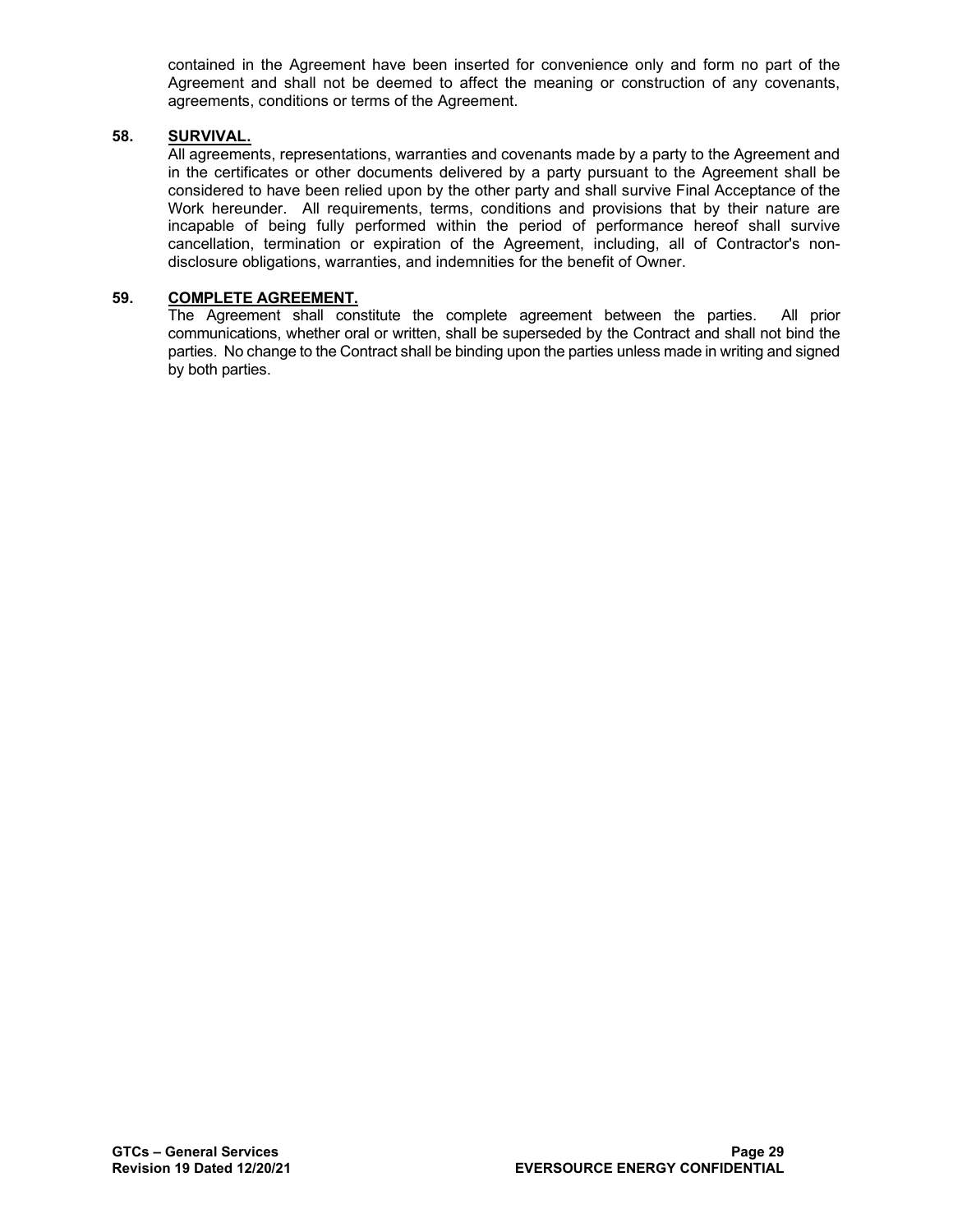contained in the Agreement have been inserted for convenience only and form no part of the Agreement and shall not be deemed to affect the meaning or construction of any covenants, agreements, conditions or terms of the Agreement.

**58. SURVIVAL.**

All agreements, representations, warranties and covenants made by a party to the Agreement and in the certificates or other documents delivered by a party pursuant to the Agreement shall be considered to have been relied upon by the other party and shall survive Final Acceptance of the Work hereunder. All requirements, terms, conditions and provisions that by their nature are incapable of being fully performed within the period of performance hereof shall survive cancellation, termination or expiration of the Agreement, including, all of Contractor's non-disclosure obligations, warranties, and indemnities for the benefit of Owner.

**59. COMPLETE AGREEMENT.**

The Agreement shall constitute the complete agreement between the parties. All prior communications, whether oral or written, shall be superseded by the Contract and shall not bind the parties. No change to the Contract shall be binding upon the parties unless made in writing and signed by both parties.